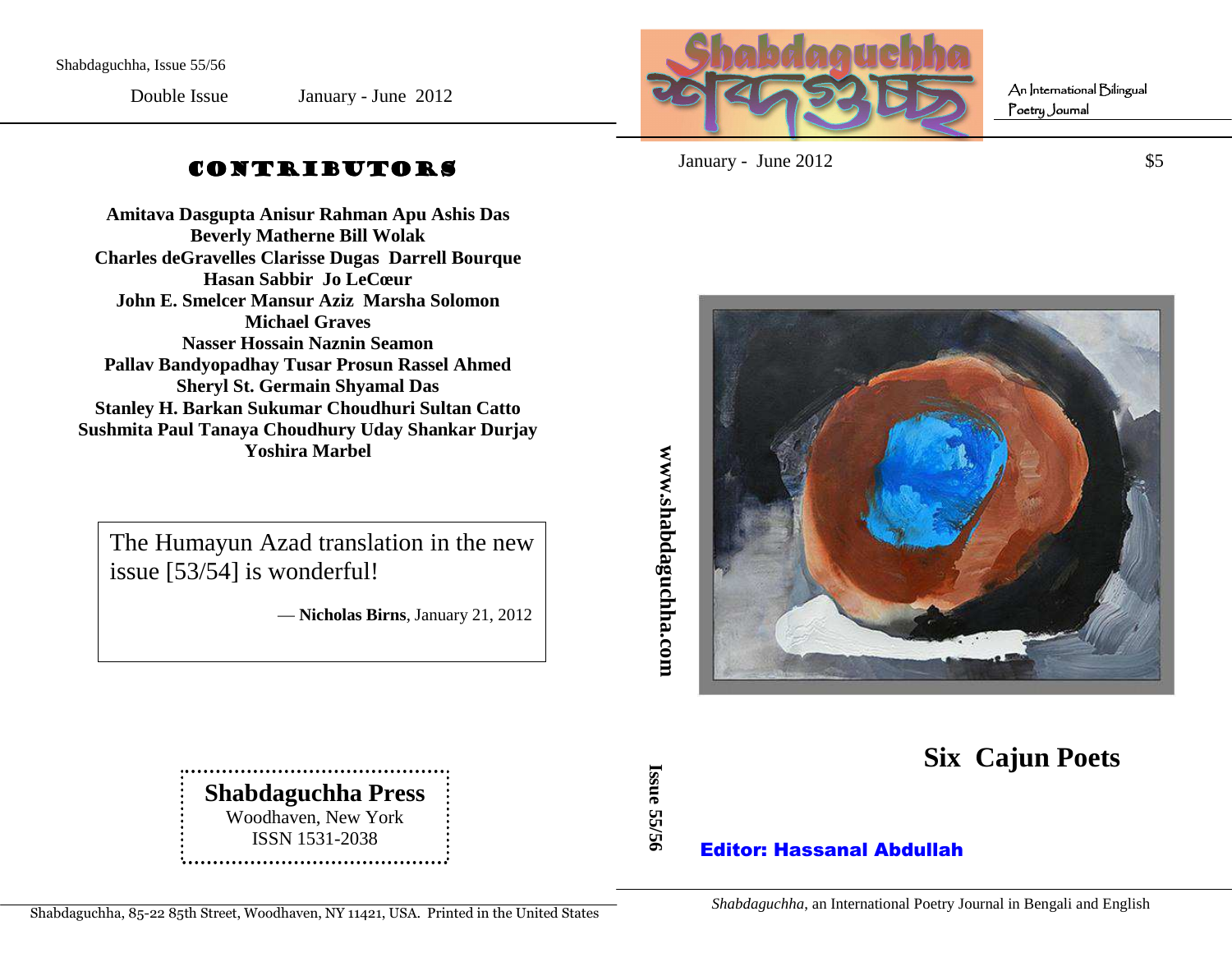Shabdaguchha, Issue 55/56

Double Issue January - June 2012

## CONTRIBUTORS

**Amitava Dasgupta Anisur Rahman Apu Ashis Das**
**Beverly Matherne Bill Wolak**
**Charles deGravelles Clarisse Dugas Darrell Bourque**
**Hasan Sabbir Jo LeCœur**
**John E. Smelcer Mansur Aziz Marsha Solomon**
**Michael Graves**
**Nasser Hossain Naznin Seamon**
**Pallav Bandyopadhay Tusar Prosun Rassel Ahmed**
**Sheryl St. Germain Shyamal Das**
**Stanley H. Barkan Sukumar Choudhuri Sultan Catto**
**Sushmita Paul Tanaya Choudhury Uday Shankar Durjay**
**Yoshira Marbel**

> The Humayun Azad translation in the new issue [53/54] is wonderful!
>
> — **Nicholas Birns**, January 21, 2012

**Shabdaguchha Press**
Woodhaven, New York
ISSN 1531-2038

Shabdaguchha, 85-22 85th Street, Woodhaven, NY 11421, USA. Printed in the United States

---

# Shabdaguchha শব্দগুচ্ছ

An International Bilingual Poetry Journal

January - June 2012 $5

www.shabdaguchha.com

Issue 55/56

## Six Cajun Poets

**Editor: Hassanal Abdullah**

*Shabdaguchha*, an International Poetry Journal in Bengali and English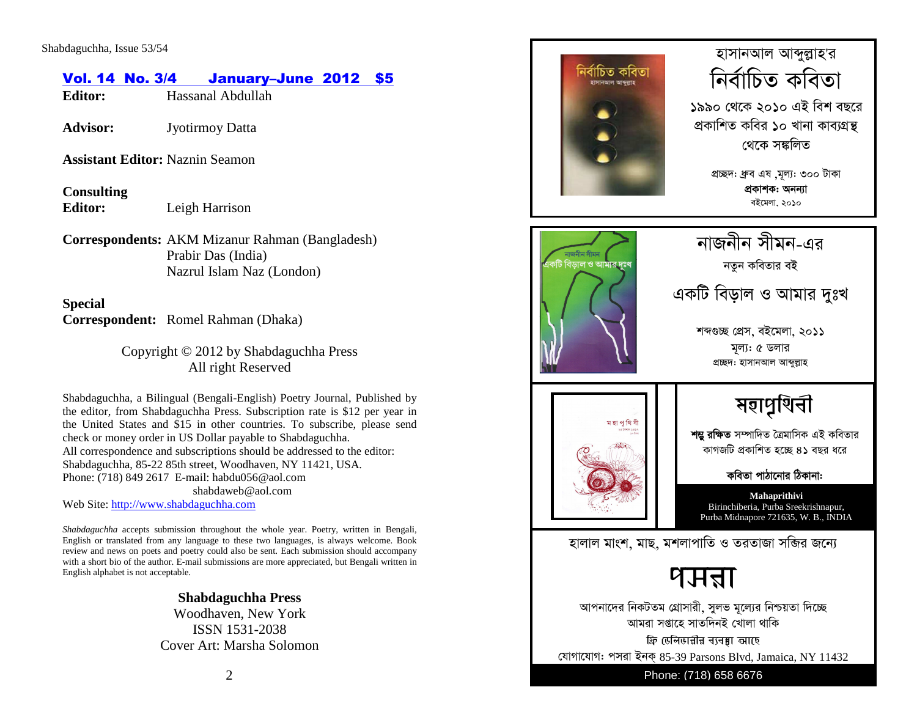**Vol. 14 No. 3/4 January–June 2012 $5**

**Editor:** Hassanal Abdullah

**Advisor:** Jyotirmoy Datta

**Assistant Editor:** Naznin Seamon

**Consulting Editor:** Leigh Harrison

**Correspondents:** AKM Mizanur Rahman (Bangladesh)
Prabir Das (India)
Nazrul Islam Naz (London)

**Special Correspondent:** Romel Rahman (Dhaka)

Copyright © 2012 by Shabdaguchha Press
All right Reserved

Shabdaguchha, a Bilingual (Bengali-English) Poetry Journal, Published by the editor, from Shabdaguchha Press. Subscription rate is $12 per year in the United States and $15 in other countries. To subscribe, please send check or money order in US Dollar payable to Shabdaguchha.
All correspondence and subscriptions should be addressed to the editor:
Shabdaguchha, 85-22 85th street, Woodhaven, NY 11421, USA.
Phone: (718) 849 2617 E-mail: habdu056@aol.com
shabdaweb@aol.com
Web Site: http://www.shabdaguchha.com

*Shabdaguchha* accepts submission throughout the whole year. Poetry, written in Bengali, English or translated from any language to these two languages, is always welcome. Book review and news on poets and poetry could also be sent. Each submission should accompany with a short bio of the author. E-mail submissions are more appreciated, but Bengali written in English alphabet is not acceptable.

**Shabdaguchha Press**
Woodhaven, New York
ISSN 1531-2038
Cover Art: Marsha Solomon

---

হাসানআল আব্দুল্লাহ'র
## নির্বাচিত কবিতা
১৯৯০ থেকে ২০১০ এই বিশ বছরে প্রকাশিত কবির ১০ খানা কাব্যগ্রন্থ থেকে সঙ্কলিত

প্রচ্ছদ: ধ্রুব এষ ,মূল্য: ৩০০ টাকা
**প্রকাশক: অনন্যা**
বইমেলা, ২০১০

---

নাজনীন সীমন-এর
নতুন কবিতার বই
## একটি বিড়াল ও আমার দুঃখ
শব্দগুচ্ছ প্রেস, বইমেলা, ২০১১
মূল্য: ৫ ডলার
প্রচ্ছদ: হাসানআল আব্দুল্লাহ

---

## মহাপৃথিবী
**শম্ভু রক্ষিত** সম্পাদিত ত্রৈমাসিক এই কবিতার কাগজটি প্রকাশিত হচ্ছে ৪১ বছর ধরে

**কবিতা পাঠানোর ঠিকানা:**

**Mahaprithivi**
Birinchiberia, Purba Sreekrishnapur,
Purba Midnapore 721635, W. B., INDIA

---

হালাল মাংশ, মাছ, মশলাপাতি ও তরতাজা সব্জির জন্যে
## পসরা
আপনাদের নিকটতম গ্রোসারী, সুলভ মূল্যের নিশ্চয়তা দিচ্ছে
আমরা সপ্তাহে সাতদিনই খোলা থাকি
**ফ্রি ডেলিভারীর ব্যবস্থা আছে**
যোগাযোগ: পসরা ইনক্ 85-39 Parsons Blvd, Jamaica, NY 11432
Phone: (718) 658 6676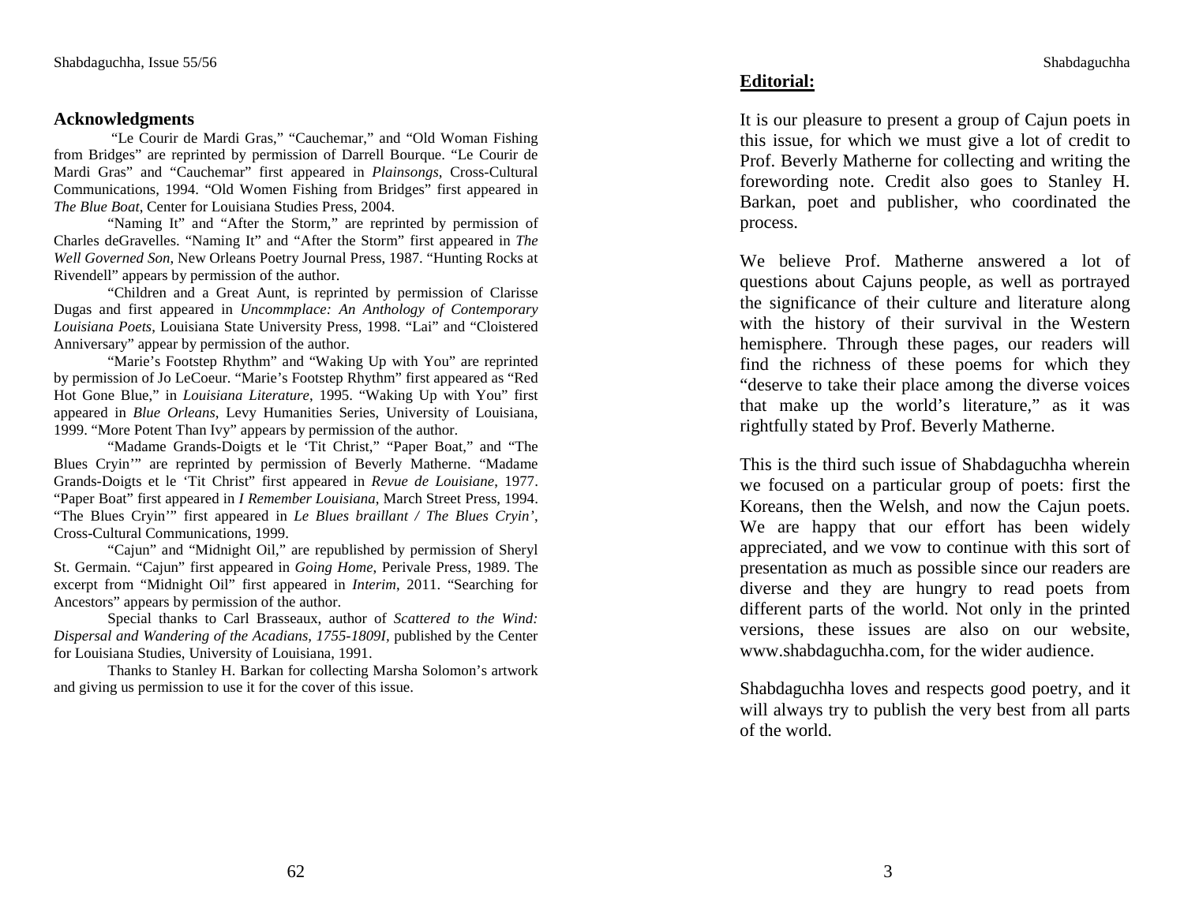## Acknowledgments

"Le Courir de Mardi Gras," "Cauchemar," and "Old Woman Fishing from Bridges" are reprinted by permission of Darrell Bourque. "Le Courir de Mardi Gras" and "Cauchemar" first appeared in *Plainsongs*, Cross-Cultural Communications, 1994. "Old Women Fishing from Bridges" first appeared in *The Blue Boat*, Center for Louisiana Studies Press, 2004.

"Naming It" and "After the Storm," are reprinted by permission of Charles deGravelles. "Naming It" and "After the Storm" first appeared in *The Well Governed Son*, New Orleans Poetry Journal Press, 1987. "Hunting Rocks at Rivendell" appears by permission of the author.

"Children and a Great Aunt, is reprinted by permission of Clarisse Dugas and first appeared in *Uncommplace: An Anthology of Contemporary Louisiana Poets*, Louisiana State University Press, 1998. "Lai" and "Cloistered Anniversary" appear by permission of the author.

"Marie's Footstep Rhythm" and "Waking Up with You" are reprinted by permission of Jo LeCoeur. "Marie's Footstep Rhythm" first appeared as "Red Hot Gone Blue," in *Louisiana Literature*, 1995. "Waking Up with You" first appeared in *Blue Orleans*, Levy Humanities Series, University of Louisiana, 1999. "More Potent Than Ivy" appears by permission of the author.

"Madame Grands-Doigts et le 'Tit Christ," "Paper Boat," and "The Blues Cryin'" are reprinted by permission of Beverly Matherne. "Madame Grands-Doigts et le 'Tit Christ" first appeared in *Revue de Louisiane*, 1977. "Paper Boat" first appeared in *I Remember Louisiana*, March Street Press, 1994. "The Blues Cryin'" first appeared in *Le Blues braillant / The Blues Cryin'*, Cross-Cultural Communications, 1999.

"Cajun" and "Midnight Oil," are republished by permission of Sheryl St. Germain. "Cajun" first appeared in *Going Home*, Perivale Press, 1989. The excerpt from "Midnight Oil" first appeared in *Interim*, 2011. "Searching for Ancestors" appears by permission of the author.

Special thanks to Carl Brasseaux, author of *Scattered to the Wind: Dispersal and Wandering of the Acadians, 1755-1809I*, published by the Center for Louisiana Studies, University of Louisiana, 1991.

Thanks to Stanley H. Barkan for collecting Marsha Solomon's artwork and giving us permission to use it for the cover of this issue.

## Editorial:

It is our pleasure to present a group of Cajun poets in this issue, for which we must give a lot of credit to Prof. Beverly Matherne for collecting and writing the forewording note. Credit also goes to Stanley H. Barkan, poet and publisher, who coordinated the process.

We believe Prof. Matherne answered a lot of questions about Cajuns people, as well as portrayed the significance of their culture and literature along with the history of their survival in the Western hemisphere. Through these pages, our readers will find the richness of these poems for which they "deserve to take their place among the diverse voices that make up the world's literature," as it was rightfully stated by Prof. Beverly Matherne.

This is the third such issue of Shabdaguchha wherein we focused on a particular group of poets: first the Koreans, then the Welsh, and now the Cajun poets. We are happy that our effort has been widely appreciated, and we vow to continue with this sort of presentation as much as possible since our readers are diverse and they are hungry to read poets from different parts of the world. Not only in the printed versions, these issues are also on our website, www.shabdaguchha.com, for the wider audience.

Shabdaguchha loves and respects good poetry, and it will always try to publish the very best from all parts of the world.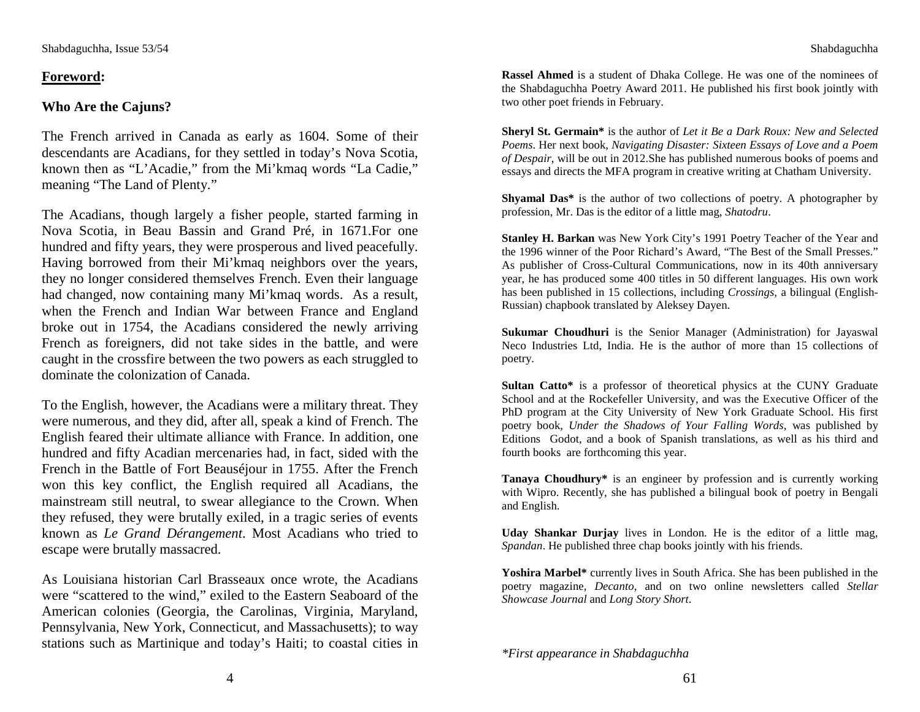## **Foreword:**

### Who Are the Cajuns?

The French arrived in Canada as early as 1604. Some of their descendants are Acadians, for they settled in today's Nova Scotia, known then as "L'Acadie," from the Mi'kmaq words "La Cadie," meaning "The Land of Plenty."

The Acadians, though largely a fisher people, started farming in Nova Scotia, in Beau Bassin and Grand Pré, in 1671.For one hundred and fifty years, they were prosperous and lived peacefully. Having borrowed from their Mi'kmaq neighbors over the years, they no longer considered themselves French. Even their language had changed, now containing many Mi'kmaq words. As a result, when the French and Indian War between France and England broke out in 1754, the Acadians considered the newly arriving French as foreigners, did not take sides in the battle, and were caught in the crossfire between the two powers as each struggled to dominate the colonization of Canada.

To the English, however, the Acadians were a military threat. They were numerous, and they did, after all, speak a kind of French. The English feared their ultimate alliance with France. In addition, one hundred and fifty Acadian mercenaries had, in fact, sided with the French in the Battle of Fort Beauséjour in 1755. After the French won this key conflict, the English required all Acadians, the mainstream still neutral, to swear allegiance to the Crown. When they refused, they were brutally exiled, in a tragic series of events known as *Le Grand Dérangement*. Most Acadians who tried to escape were brutally massacred.

As Louisiana historian Carl Brasseaux once wrote, the Acadians were "scattered to the wind," exiled to the Eastern Seaboard of the American colonies (Georgia, the Carolinas, Virginia, Maryland, Pennsylvania, New York, Connecticut, and Massachusetts); to way stations such as Martinique and today's Haiti; to coastal cities in

**Rassel Ahmed** is a student of Dhaka College. He was one of the nominees of the Shabdaguchha Poetry Award 2011. He published his first book jointly with two other poet friends in February.

**Sheryl St. Germain*** is the author of *Let it Be a Dark Roux: New and Selected Poems*. Her next book, *Navigating Disaster: Sixteen Essays of Love and a Poem of Despair*, will be out in 2012.She has published numerous books of poems and essays and directs the MFA program in creative writing at Chatham University.

**Shyamal Das*** is the author of two collections of poetry. A photographer by profession, Mr. Das is the editor of a little mag, *Shatodru*.

**Stanley H. Barkan** was New York City's 1991 Poetry Teacher of the Year and the 1996 winner of the Poor Richard's Award, "The Best of the Small Presses." As publisher of Cross-Cultural Communications, now in its 40th anniversary year, he has produced some 400 titles in 50 different languages. His own work has been published in 15 collections, including *Crossings*, a bilingual (English-Russian) chapbook translated by Aleksey Dayen.

**Sukumar Choudhuri** is the Senior Manager (Administration) for Jayaswal Neco Industries Ltd, India. He is the author of more than 15 collections of poetry.

**Sultan Catto*** is a professor of theoretical physics at the CUNY Graduate School and at the Rockefeller University, and was the Executive Officer of the PhD program at the City University of New York Graduate School. His first poetry book, *Under the Shadows of Your Falling Words*, was published by Editions Godot, and a book of Spanish translations, as well as his third and fourth books are forthcoming this year.

**Tanaya Choudhury*** is an engineer by profession and is currently working with Wipro. Recently, she has published a bilingual book of poetry in Bengali and English.

**Uday Shankar Durjay** lives in London. He is the editor of a little mag, *Spandan*. He published three chap books jointly with his friends.

**Yoshira Marbel*** currently lives in South Africa. She has been published in the poetry magazine, *Decanto*, and on two online newsletters called *Stellar Showcase Journal* and *Long Story Short*.

**First appearance in Shabdaguchha*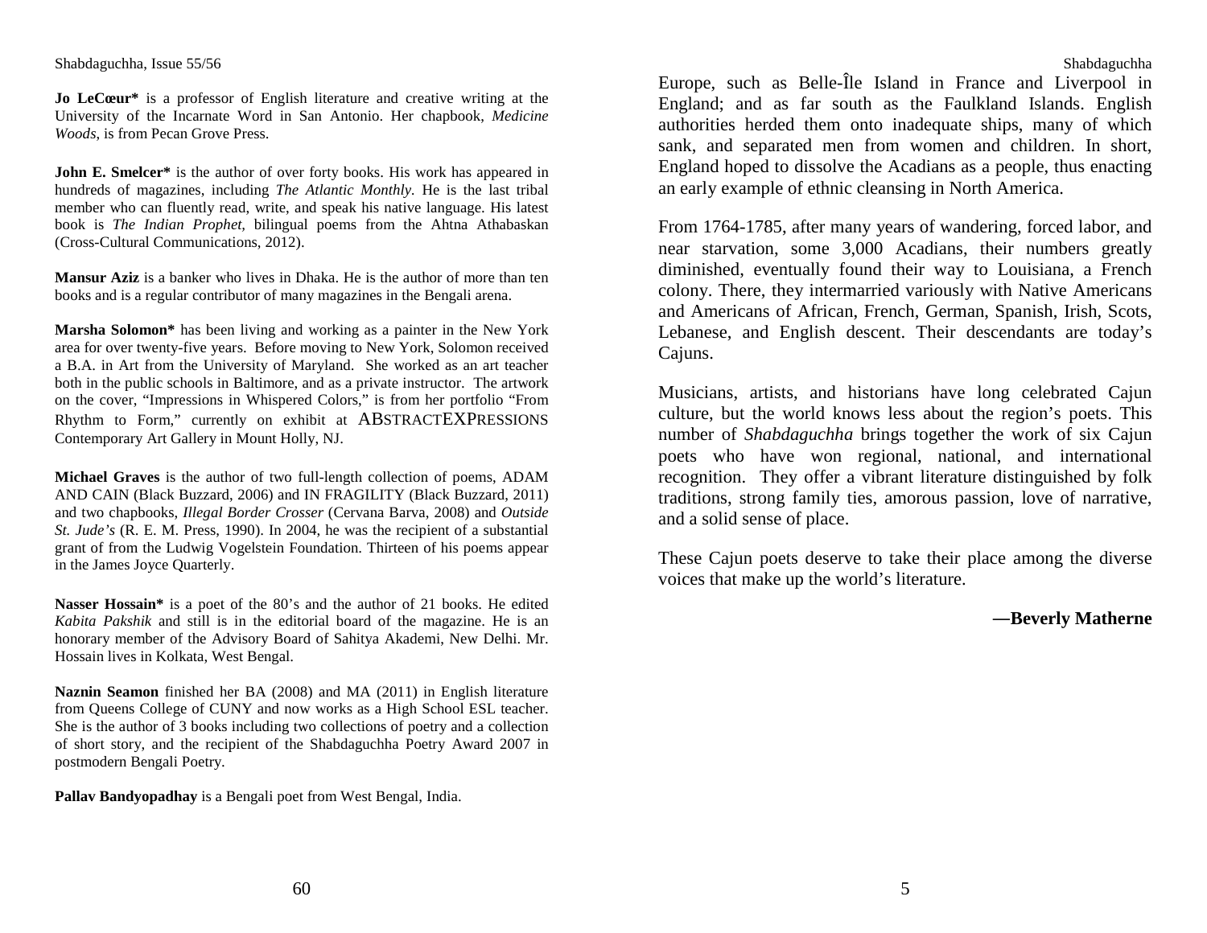**Jo LeCœur*** is a professor of English literature and creative writing at the University of the Incarnate Word in San Antonio. Her chapbook, *Medicine Woods*, is from Pecan Grove Press.

**John E. Smelcer*** is the author of over forty books. His work has appeared in hundreds of magazines, including *The Atlantic Monthly*. He is the last tribal member who can fluently read, write, and speak his native language. His latest book is *The Indian Prophet*, bilingual poems from the Ahtna Athabaskan (Cross-Cultural Communications, 2012).

**Mansur Aziz** is a banker who lives in Dhaka. He is the author of more than ten books and is a regular contributor of many magazines in the Bengali arena.

**Marsha Solomon*** has been living and working as a painter in the New York area for over twenty-five years. Before moving to New York, Solomon received a B.A. in Art from the University of Maryland. She worked as an art teacher both in the public schools in Baltimore, and as a private instructor. The artwork on the cover, "Impressions in Whispered Colors," is from her portfolio "From Rhythm to Form," currently on exhibit at ABSTRACTEXPRESSIONS Contemporary Art Gallery in Mount Holly, NJ.

**Michael Graves** is the author of two full-length collection of poems, ADAM AND CAIN (Black Buzzard, 2006) and IN FRAGILITY (Black Buzzard, 2011) and two chapbooks, *Illegal Border Crosser* (Cervana Barva, 2008) and *Outside St. Jude's* (R. E. M. Press, 1990). In 2004, he was the recipient of a substantial grant of from the Ludwig Vogelstein Foundation. Thirteen of his poems appear in the James Joyce Quarterly.

**Nasser Hossain*** is a poet of the 80's and the author of 21 books. He edited *Kabita Pakshik* and still is in the editorial board of the magazine. He is an honorary member of the Advisory Board of Sahitya Akademi, New Delhi. Mr. Hossain lives in Kolkata, West Bengal.

**Naznin Seamon** finished her BA (2008) and MA (2011) in English literature from Queens College of CUNY and now works as a High School ESL teacher. She is the author of 3 books including two collections of poetry and a collection of short story, and the recipient of the Shabdaguchha Poetry Award 2007 in postmodern Bengali Poetry.

**Pallav Bandyopadhay** is a Bengali poet from West Bengal, India.

Europe, such as Belle-Île Island in France and Liverpool in England; and as far south as the Faulkland Islands. English authorities herded them onto inadequate ships, many of which sank, and separated men from women and children. In short, England hoped to dissolve the Acadians as a people, thus enacting an early example of ethnic cleansing in North America.

From 1764-1785, after many years of wandering, forced labor, and near starvation, some 3,000 Acadians, their numbers greatly diminished, eventually found their way to Louisiana, a French colony. There, they intermarried variously with Native Americans and Americans of African, French, German, Spanish, Irish, Scots, Lebanese, and English descent. Their descendants are today's Cajuns.

Musicians, artists, and historians have long celebrated Cajun culture, but the world knows less about the region's poets. This number of *Shabdaguchha* brings together the work of six Cajun poets who have won regional, national, and international recognition. They offer a vibrant literature distinguished by folk traditions, strong family ties, amorous passion, love of narrative, and a solid sense of place.

These Cajun poets deserve to take their place among the diverse voices that make up the world's literature.

**—Beverly Matherne**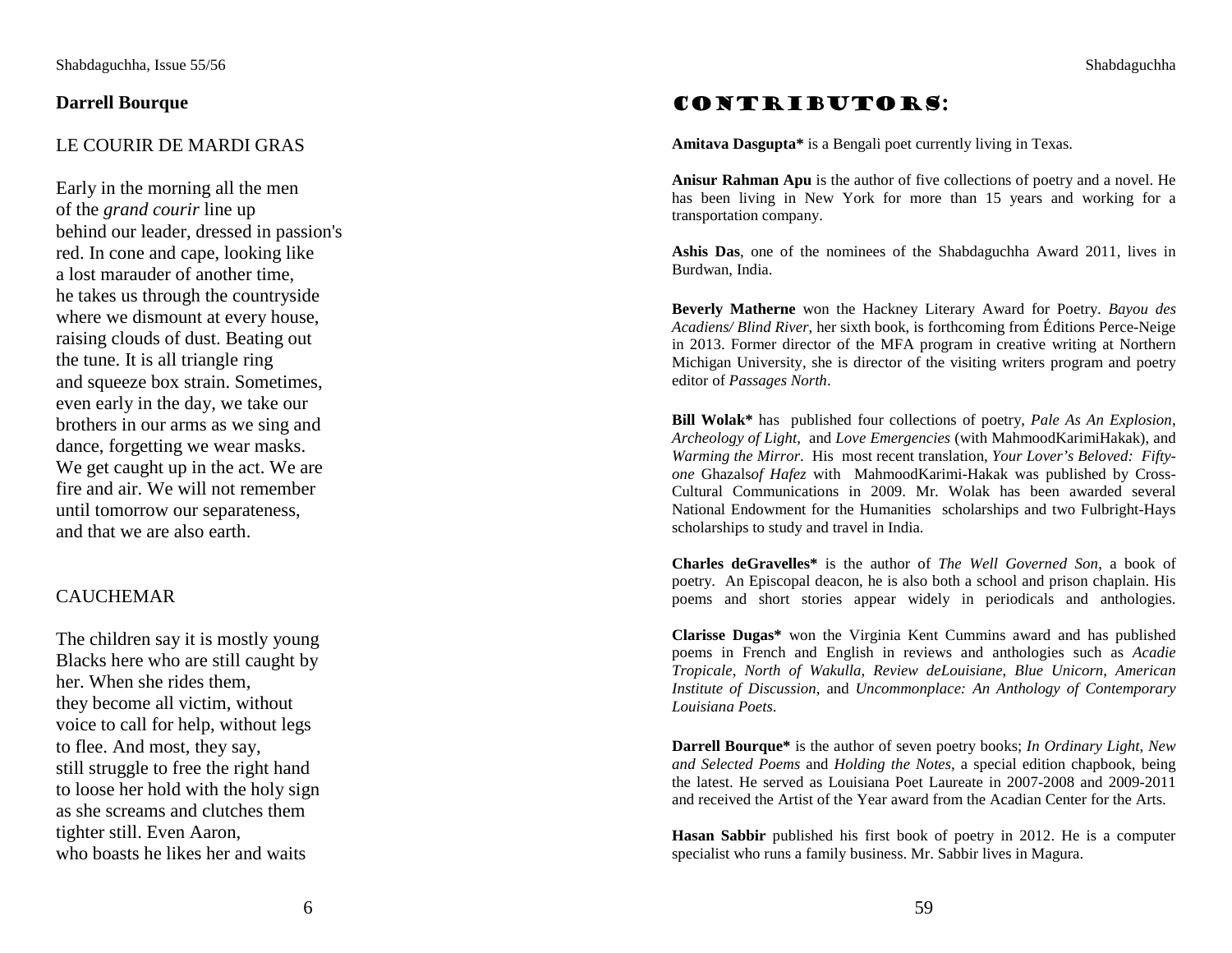## Darrell Bourque

### LE COURIR DE MARDI GRAS

Early in the morning all the men
of the *grand courir* line up
behind our leader, dressed in passion's
red. In cone and cape, looking like
a lost marauder of another time,
he takes us through the countryside
where we dismount at every house,
raising clouds of dust. Beating out
the tune. It is all triangle ring
and squeeze box strain. Sometimes,
even early in the day, we take our
brothers in our arms as we sing and
dance, forgetting we wear masks.
We get caught up in the act. We are
fire and air. We will not remember
until tomorrow our separateness,
and that we are also earth.

### CAUCHEMAR

The children say it is mostly young
Blacks here who are still caught by
her. When she rides them,
they become all victim, without
voice to call for help, without legs
to flee. And most, they say,
still struggle to free the right hand
to loose her hold with the holy sign
as she screams and clutches them
tighter still. Even Aaron,
who boasts he likes her and waits

# CONTRIBUTORS:

**Amitava Dasgupta*** is a Bengali poet currently living in Texas.

**Anisur Rahman Apu** is the author of five collections of poetry and a novel. He has been living in New York for more than 15 years and working for a transportation company.

**Ashis Das**, one of the nominees of the Shabdaguchha Award 2011, lives in Burdwan, India.

**Beverly Matherne** won the Hackney Literary Award for Poetry. *Bayou des Acadiens/ Blind River*, her sixth book, is forthcoming from Éditions Perce-Neige in 2013. Former director of the MFA program in creative writing at Northern Michigan University, she is director of the visiting writers program and poetry editor of *Passages North*.

**Bill Wolak*** has published four collections of poetry, *Pale As An Explosion*, *Archeology of Light*, and *Love Emergencies* (with MahmoodKarimiHakak), and *Warming the Mirror*. His most recent translation, *Your Lover's Beloved: Fifty-one* Ghazals*of Hafez* with MahmoodKarimi-Hakak was published by Cross-Cultural Communications in 2009. Mr. Wolak has been awarded several National Endowment for the Humanities scholarships and two Fulbright-Hays scholarships to study and travel in India.

**Charles deGravelles*** is the author of *The Well Governed Son*, a book of poetry. An Episcopal deacon, he is also both a school and prison chaplain. His poems and short stories appear widely in periodicals and anthologies.

**Clarisse Dugas*** won the Virginia Kent Cummins award and has published poems in French and English in reviews and anthologies such as *Acadie Tropicale*, *North of Wakulla*, *Review deLouisiane*, *Blue Unicorn*, *American Institute of Discussion*, and *Uncommonplace: An Anthology of Contemporary Louisiana Poets*.

**Darrell Bourque*** is the author of seven poetry books; *In Ordinary Light, New and Selected Poems* and *Holding the Notes*, a special edition chapbook, being the latest. He served as Louisiana Poet Laureate in 2007-2008 and 2009-2011 and received the Artist of the Year award from the Acadian Center for the Arts.

**Hasan Sabbir** published his first book of poetry in 2012. He is a computer specialist who runs a family business. Mr. Sabbir lives in Magura.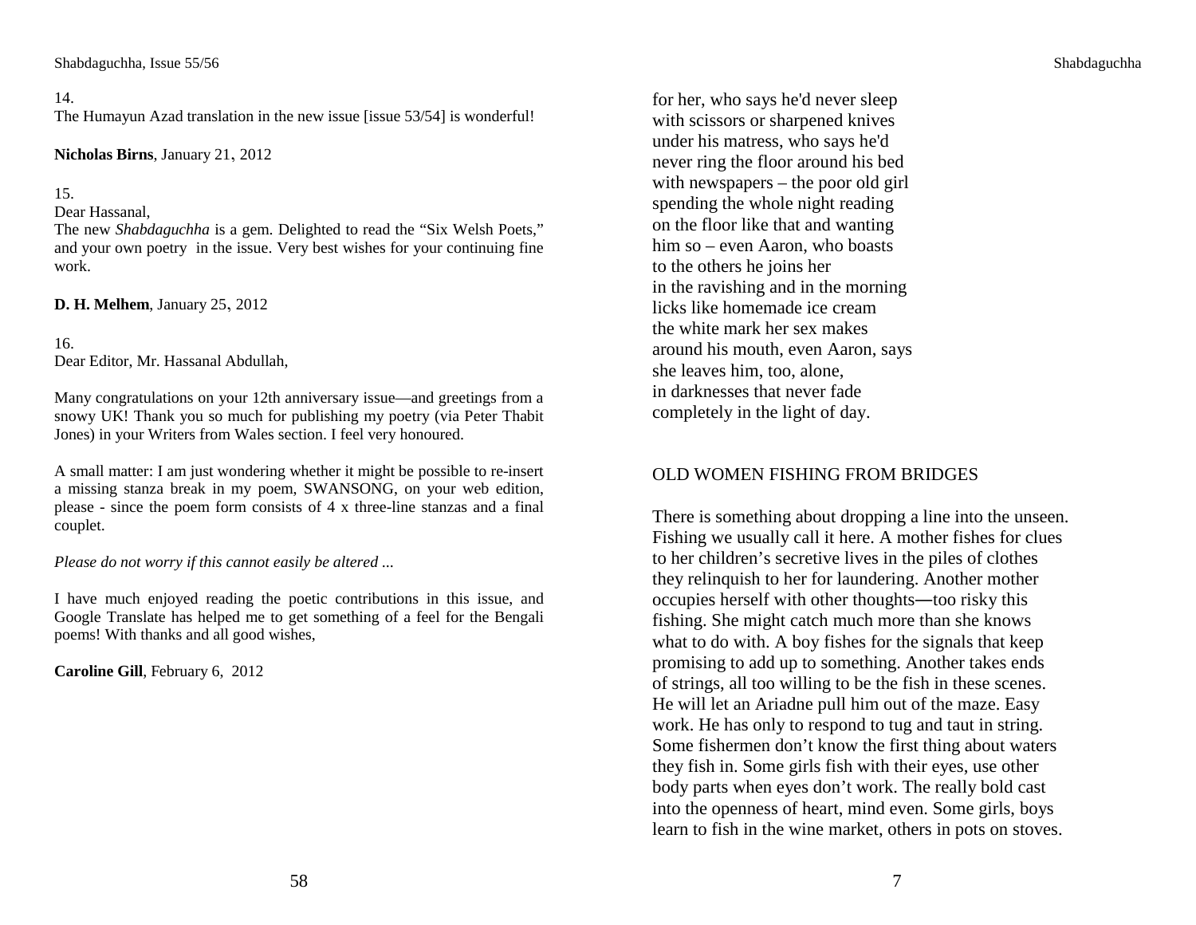14.
The Humayun Azad translation in the new issue [issue 53/54] is wonderful!

**Nicholas Birns**, January 21, 2012

15.
Dear Hassanal,
The new *Shabdaguchha* is a gem. Delighted to read the "Six Welsh Poets," and your own poetry in the issue. Very best wishes for your continuing fine work.

**D. H. Melhem**, January 25, 2012

16.
Dear Editor, Mr. Hassanal Abdullah,

Many congratulations on your 12th anniversary issue—and greetings from a snowy UK! Thank you so much for publishing my poetry (via Peter Thabit Jones) in your Writers from Wales section. I feel very honoured.

A small matter: I am just wondering whether it might be possible to re-insert a missing stanza break in my poem, SWANSONG, on your web edition, please - since the poem form consists of 4 x three-line stanzas and a final couplet.

*Please do not worry if this cannot easily be altered ...*

I have much enjoyed reading the poetic contributions in this issue, and Google Translate has helped me to get something of a feel for the Bengali poems! With thanks and all good wishes,

**Caroline Gill**, February 6, 2012

for her, who says he'd never sleep
with scissors or sharpened knives
under his matress, who says he'd
never ring the floor around his bed
with newspapers – the poor old girl
spending the whole night reading
on the floor like that and wanting
him so – even Aaron, who boasts
to the others he joins her
in the ravishing and in the morning
licks like homemade ice cream
the white mark her sex makes
around his mouth, even Aaron, says
she leaves him, too, alone,
in darknesses that never fade
completely in the light of day.

## OLD WOMEN FISHING FROM BRIDGES

There is something about dropping a line into the unseen. Fishing we usually call it here. A mother fishes for clues to her children's secretive lives in the piles of clothes they relinquish to her for laundering. Another mother occupies herself with other thoughts—too risky this fishing. She might catch much more than she knows what to do with. A boy fishes for the signals that keep promising to add up to something. Another takes ends of strings, all too willing to be the fish in these scenes. He will let an Ariadne pull him out of the maze. Easy work. He has only to respond to tug and taut in string. Some fishermen don't know the first thing about waters they fish in. Some girls fish with their eyes, use other body parts when eyes don't work. The really bold cast into the openness of heart, mind even. Some girls, boys learn to fish in the wine market, others in pots on stoves.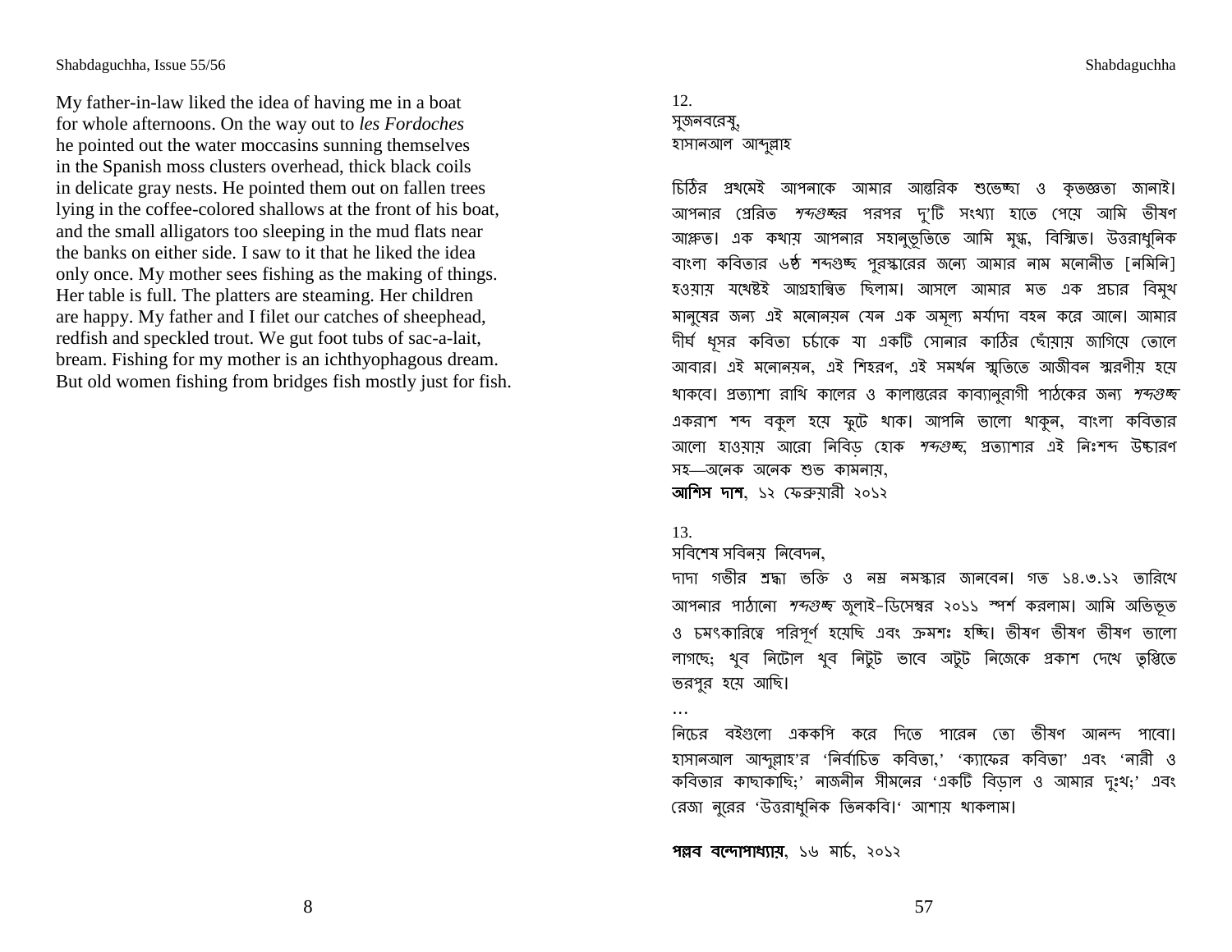My father-in-law liked the idea of having me in a boat
for whole afternoons. On the way out to *les Fordoches*
he pointed out the water moccasins sunning themselves
in the Spanish moss clusters overhead, thick black coils
in delicate gray nests. He pointed them out on fallen trees
lying in the coffee-colored shallows at the front of his boat,
and the small alligators too sleeping in the mud flats near
the banks on either side. I saw to it that he liked the idea
only once. My mother sees fishing as the making of things.
Her table is full. The platters are steaming. Her children
are happy. My father and I filet our catches of sheephead,
redfish and speckled trout. We gut foot tubs of sac-a-lait,
bream. Fishing for my mother is an ichthyophagous dream.
But old women fishing from bridges fish mostly just for fish.

12.
সুজনবরেষু,
হাসানআল আব্দুল্লাহ

চিঠির প্রথমেই আপনাকে আমার আন্তরিক শুভেচ্ছা ও কৃতজ্ঞতা জানাই। আপনার প্রেরিত *শব্দগুচ্ছর* পরপর দু'টি সংখ্যা হাতে পেয়ে আমি ভীষণ আপ্লুত। এক কথায় আপনার সহানুভূতিতে আমি মুগ্ধ, বিস্মিত। উত্তরাধুনিক বাংলা কবিতার ৬ষ্ঠ শব্দগুচ্ছ পুরস্কারের জন্যে আমার নাম মনোনীত [নমিনি] হওয়ায় যথেষ্টই আগ্রহান্বিত ছিলাম। আসলে আমার মত এক প্রচার বিমুখ মানুষের জন্য এই মনোনয়ন যেন এক অমূল্য মর্যাদা বহন করে আনে। আমার দীর্ঘ ধূসর কবিতা চর্চাকে যা একটি সোনার কাঠির ছোঁয়ায় জাগিয়ে তোলে আবার। এই মনোনয়ন, এই শিহরণ, এই সমর্থন স্মৃতিতে আজীবন স্মরণীয় হয়ে থাকবে। প্রত্যাশা রাখি কালের ও কালান্তরের কাব্যানুরাগী পাঠকের জন্য *শব্দগুচ্ছ* একরাশ শব্দ বকুল হয়ে ফুটে থাক। আপনি ভালো থাকুন, বাংলা কবিতার আলো হাওয়ায় আরো নিবিড় হোক *শব্দগুচ্ছ*, প্রত্যাশার এই নিঃশব্দ উচ্চারণ সহ—অনেক অনেক শুভ কামনায়,
**আশিস দাশ**, ১২ ফেব্রুয়ারী ২০১২

13.
সবিশেষ সবিনয় নিবেদন,
দাদা গভীর শ্রদ্ধা ভক্তি ও নম্র নমস্কার জানবেন। গত ১৪.৩.১২ তারিখে আপনার পাঠানো *শব্দগুচ্ছ* জুলাই-ডিসেম্বর ২০১১ স্পর্শ করলাম। আমি অভিভূত ও চমৎকারিত্বে পরিপূর্ণ হয়েছি এবং ক্রমশঃ হচ্ছি। ভীষণ ভীষণ ভীষণ ভালো লাগছে; খুব নিটোল খুব নিটুট ভাবে অটুট নিজেকে প্রকাশ দেখে তৃপ্তিতে ভরপুর হয়ে আছি।
…
নিচের বইগুলো এককপি করে দিতে পারেন তো ভীষণ আনন্দ পাবো। হাসানআল আব্দুল্লাহ'র 'নির্বাচিত কবিতা,' 'ক্যাফের কবিতা' এবং 'নারী ও কবিতার কাছাকাছি;' নাজনীন সীমনের 'একটি বিড়াল ও আমার দুঃখ;' এবং রেজা নুরের 'উত্তরাধুনিক তিনকবি।' আশায় থাকলাম।

**পল্লব বন্দোপাধ্যায়**, ১৬ মার্চ, ২০১২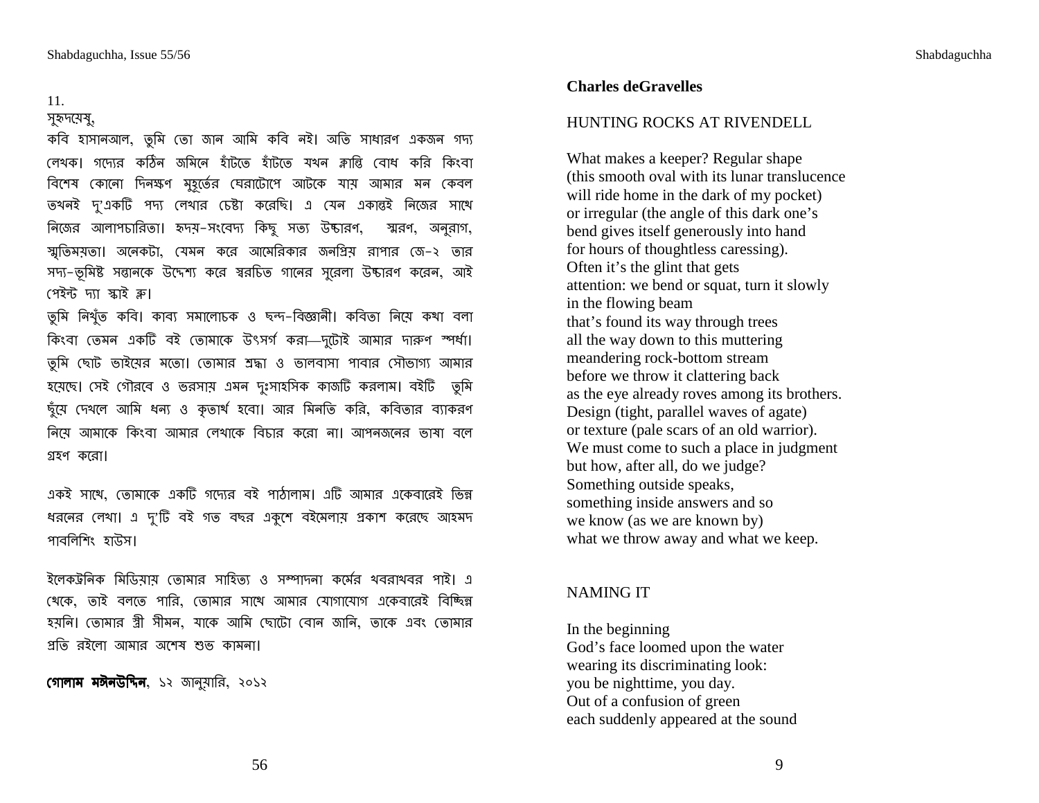11.

সুহৃদয়েষু,

কবি হাসানআল, তুমি তো জান আমি কবি নই। অতি সাধারণ একজন গদ্য লেখক। গদ্যের কঠিন জমিনে হাঁটতে হাঁটতে যখন ক্লান্তি বোধ করি কিংবা বিশেষ কোনো দিনক্ষণ মুহূর্তের ঘেরাটোপে আটকে যায় আমার মন কেবল তখনই দু'একটি পদ্য লেখার চেষ্টা করেছি। এ যেন একান্তই নিজের সাথে নিজের আলাপচারিতা। হৃদয়-সংবেদ্য কিছু সত্য উচ্চারণ, স্মরণ, অনুরাগ, স্মৃতিময়তা। অনেকটা, যেমন করে আমেরিকার জনপ্রিয় র‍্যাপার জে-২ তার সদ্য-ভূমিষ্ট সন্তানকে উদ্দেশ্য করে স্বরচিত গানের সুরেলা উচ্চারণ করেন, আই পেইন্ট দ্যা স্কাই ব্লু।

তুমি নিখুঁত কবি। কাব্য সমালোচক ও ছন্দ-বিজ্ঞানী। কবিতা নিয়ে কথা বলা কিংবা তেমন একটি বই তোমাকে উৎসর্গ করা—দুটোই আমার দারুণ স্পর্ধা। তুমি ছোট ভাইয়ের মতো। তোমার শ্রদ্ধা ও ভালবাসা পাবার সৌভাগ্য আমার হয়েছে। সেই গৌরবে ও ভরসায় এমন দুঃসাহসিক কাজটি করলাম। বইটি তুমি ছুঁয়ে দেখলে আমি ধন্য ও কৃতার্থ হবো। আর মিনতি করি, কবিতার ব্যাকরণ নিয়ে আমাকে কিংবা আমার লেখাকে বিচার করো না। আপনজনের ভাষা বলে গ্রহণ করো।

একই সাথে, তোমাকে একটি গদ্যের বই পাঠালাম। এটি আমার একেবারেই ভিন্ন ধরনের লেখা। এ দু'টি বই গত বছর একুশে বইমেলায় প্রকাশ করেছে আহমদ পাবলিশিং হাউস।

ইলেকট্রনিক মিডিয়ায় তোমার সাহিত্য ও সম্পাদনা কর্মের খবরাখবর পাই। এ থেকে, তাই বলতে পারি, তোমার সাথে আমার যোগাযোগ একেবারেই বিচ্ছিন্ন হয়নি। তোমার স্ত্রী সীমন, যাকে আমি ছোটো বোন জানি, তাকে এবং তোমার প্রতি রইলো আমার অশেষ শুভ কামনা।

**গোলাম মঈনউদ্দিন**, ১২ জানুয়ারি, ২০১২

**Charles deGravelles**

## HUNTING ROCKS AT RIVENDELL

What makes a keeper? Regular shape  
(this smooth oval with its lunar translucence  
will ride home in the dark of my pocket)  
or irregular (the angle of this dark one's  
bend gives itself generously into hand  
for hours of thoughtless caressing).  
Often it's the glint that gets  
attention: we bend or squat, turn it slowly  
in the flowing beam  
that's found its way through trees  
all the way down to this muttering  
meandering rock-bottom stream  
before we throw it clattering back  
as the eye already roves among its brothers.  
Design (tight, parallel waves of agate)  
or texture (pale scars of an old warrior).  
We must come to such a place in judgment  
but how, after all, do we judge?  
Something outside speaks,  
something inside answers and so  
we know (as we are known by)  
what we throw away and what we keep.

## NAMING IT

In the beginning  
God's face loomed upon the water  
wearing its discriminating look:  
you be nighttime, you day.  
Out of a confusion of green  
each suddenly appeared at the sound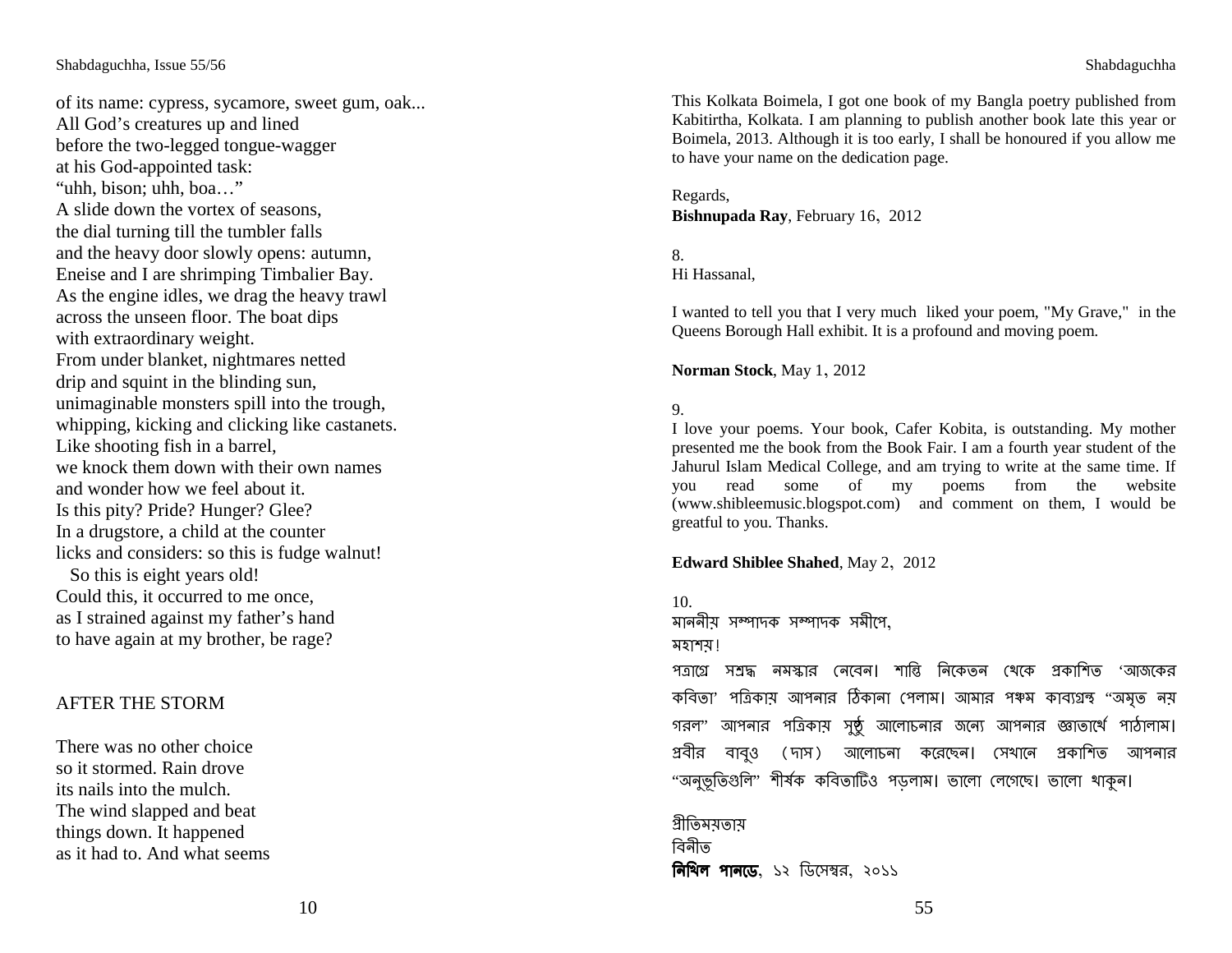of its name: cypress, sycamore, sweet gum, oak...
All God's creatures up and lined
before the two-legged tongue-wagger
at his God-appointed task:
"uhh, bison; uhh, boa…"
A slide down the vortex of seasons,
the dial turning till the tumbler falls
and the heavy door slowly opens: autumn,
Eneise and I are shrimping Timbalier Bay.
As the engine idles, we drag the heavy trawl
across the unseen floor. The boat dips
with extraordinary weight.
From under blanket, nightmares netted
drip and squint in the blinding sun,
unimaginable monsters spill into the trough,
whipping, kicking and clicking like castanets.
Like shooting fish in a barrel,
we knock them down with their own names
and wonder how we feel about it.
Is this pity? Pride? Hunger? Glee?
In a drugstore, a child at the counter
licks and considers: so this is fudge walnut!
So this is eight years old!
Could this, it occurred to me once,
as I strained against my father's hand
to have again at my brother, be rage?

## AFTER THE STORM

There was no other choice
so it stormed. Rain drove
its nails into the mulch.
The wind slapped and beat
things down. It happened
as it had to. And what seems

This Kolkata Boimela, I got one book of my Bangla poetry published from Kabitirtha, Kolkata. I am planning to publish another book late this year or Boimela, 2013. Although it is too early, I shall be honoured if you allow me to have your name on the dedication page.

Regards,
**Bishnupada Ray**, February 16, 2012

8.
Hi Hassanal,

I wanted to tell you that I very much liked your poem, "My Grave," in the Queens Borough Hall exhibit. It is a profound and moving poem.

**Norman Stock**, May 1, 2012

9.
I love your poems. Your book, Cafer Kobita, is outstanding. My mother presented me the book from the Book Fair. I am a fourth year student of the Jahurul Islam Medical College, and am trying to write at the same time. If you read some of my poems from the website (www.shibleemusic.blogspot.com) and comment on them, I would be greatful to you. Thanks.

**Edward Shiblee Shahed**, May 2, 2012

10.
মাননীয় সম্পাদক সম্পাদক সমীপে,
মহাশয়!
পত্রাগ্রে সশ্রদ্ধ নমস্কার নেবেন। শান্তি নিকেতন থেকে প্রকাশিত 'আজকের কবিতা' পত্রিকায় আপনার ঠিকানা পেলাম। আমার পঞ্চম কাব্যগ্রন্থ "অমৃত নয় গরল" আপনার পত্রিকায় সুষ্ঠু আলোচনার জন্যে আপনার জ্ঞাতার্থে পাঠালাম। প্রবীর বাবুও (দাস) আলোচনা করেছেন। সেখানে প্রকাশিত আপনার "অনুভূতিগুলি" শীর্ষক কবিতাটিও পড়লাম। ভালো লেগেছে। ভালো থাকুন।

প্রীতিময়তায়
বিনীত
**নিখিল পানডে**, ১২ ডিসেম্বর, ২০১১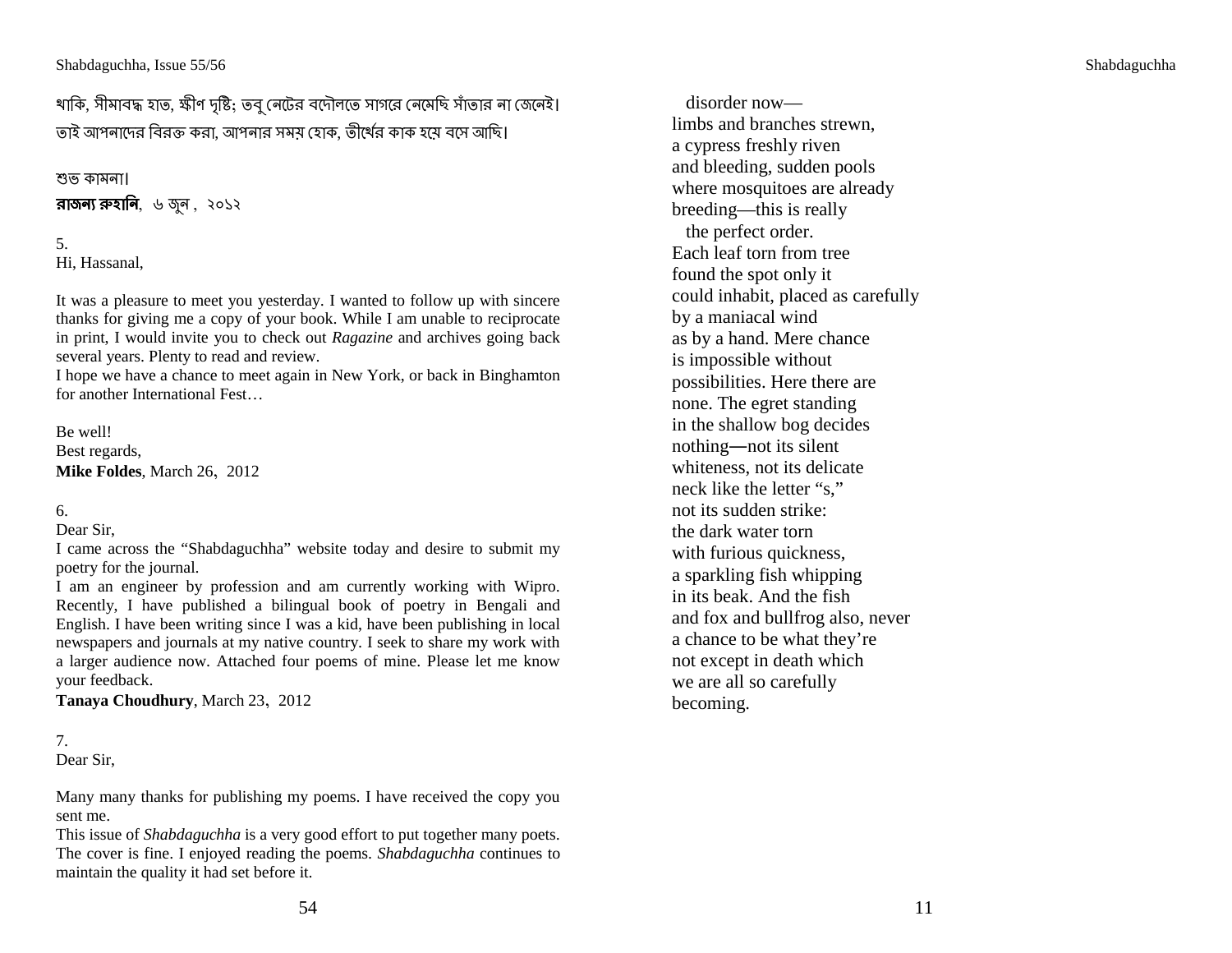থাকি, সীমাবদ্ধ হাত, ক্ষীণ দৃষ্টি; তবু নেটের বদৌলতে সাগরে নেমেছি সাঁতার না জেনেই। তাই আপনাদের বিরক্ত করা, আপনার সময় হোক, তীর্থের কাক হয়ে বসে আছি।

শুভ কামনা।

**রাজন্য রুহানি**, ৬ জুন , ২০১২

5.

Hi, Hassanal,

It was a pleasure to meet you yesterday. I wanted to follow up with sincere thanks for giving me a copy of your book. While I am unable to reciprocate in print, I would invite you to check out *Ragazine* and archives going back several years. Plenty to read and review.

I hope we have a chance to meet again in New York, or back in Binghamton for another International Fest…

Be well!
Best regards,
**Mike Foldes**, March 26, 2012

6.

Dear Sir,

I came across the "Shabdaguchha" website today and desire to submit my poetry for the journal.

I am an engineer by profession and am currently working with Wipro. Recently, I have published a bilingual book of poetry in Bengali and English. I have been writing since I was a kid, have been publishing in local newspapers and journals at my native country. I seek to share my work with a larger audience now. Attached four poems of mine. Please let me know your feedback.

**Tanaya Choudhury**, March 23, 2012

7.

Dear Sir,

Many many thanks for publishing my poems. I have received the copy you sent me.

This issue of *Shabdaguchha* is a very good effort to put together many poets. The cover is fine. I enjoyed reading the poems. *Shabdaguchha* continues to maintain the quality it had set before it.

disorder now—
limbs and branches strewn,
a cypress freshly riven
and bleeding, sudden pools
where mosquitoes are already
breeding—this is really
the perfect order.
Each leaf torn from tree
found the spot only it
could inhabit, placed as carefully
by a maniacal wind
as by a hand. Mere chance
is impossible without
possibilities. Here there are
none. The egret standing
in the shallow bog decides
nothing—not its silent
whiteness, not its delicate
neck like the letter "s,"
not its sudden strike:
the dark water torn
with furious quickness,
a sparkling fish whipping
in its beak. And the fish
and fox and bullfrog also, never
a chance to be what they're
not except in death which
we are all so carefully
becoming.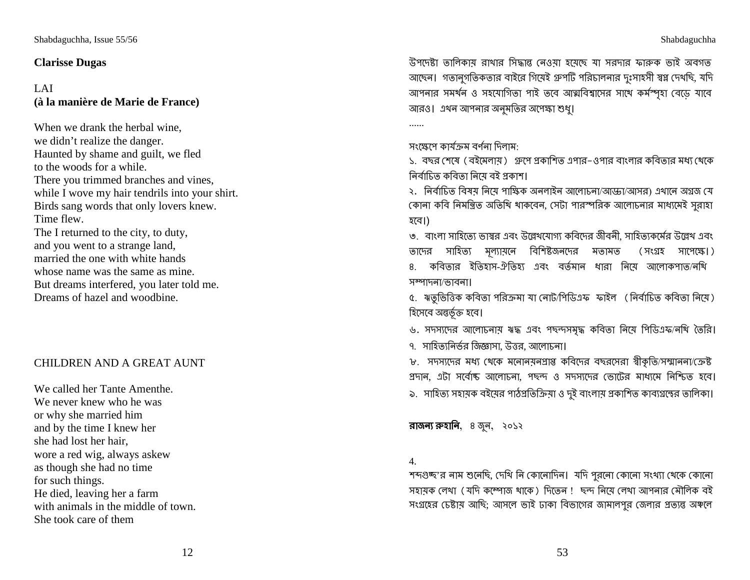**Clarisse Dugas**

LAI
**(à la manière de Marie de France)**

When we drank the herbal wine,
we didn't realize the danger.
Haunted by shame and guilt, we fled
to the woods for a while.
There you trimmed branches and vines,
while I wove my hair tendrils into your shirt.
Birds sang words that only lovers knew.
Time flew.
The I returned to the city, to duty,
and you went to a strange land,
married the one with white hands
whose name was the same as mine.
But dreams interfered, you later told me.
Dreams of hazel and woodbine.

CHILDREN AND A GREAT AUNT

We called her Tante Amenthe.
We never knew who he was
or why she married him
and by the time I knew her
she had lost her hair,
wore a red wig, always askew
as though she had no time
for such things.
He died, leaving her a farm
with animals in the middle of town.
She took care of them

উপদেষ্টা তালিকায় রাখার সিদ্ধান্ত নেওয়া হয়েছে যা সরদার ফারুক ভাই অবগত আছেন। গতানুগতিকতার বাইরে গিয়েই গ্রুপটি পরিচালনার দুঃসাহসী স্বপ্ন দেখছি, যদি আপনার সমর্থন ও সহযোগিতা পাই তবে আত্মবিশ্বাসের সাথে কর্মস্পৃহা বেড়ে যাবে আরও। এখন আপনার অনুমতির অপেক্ষা শুধু।

......

সংক্ষেপে কার্যক্রম বর্ণনা দিলাম:

১. বছর শেষে (বইমেলায়) গ্রুপে প্রকাশিত এপার-ওপার বাংলার কবিতার মধ্য থেকে নির্বাচিত কবিতা নিয়ে বই প্রকাশ।

২. নির্বাচিত বিষয় নিয়ে পাক্ষিক অনলাইন আলোচনা/আড্ডা/আসর) এখানে অগ্রজ যে কোনা কবি নিমন্ত্রিত অতিথি থাকবেন, সেটা পারস্পরিক আলোচনার মাধ্যমেই সুরাহা হবে।)

৩. বাংলা সাহিত্যে ভাস্বর এবং উল্লেখযোগ্য কবিদের জীবনী, সাহিত্যকর্মের উল্লেখ এবং তাদের সাহিত্য মূল্যায়নে বিশিষ্টজনদের মতামত (সংগ্রহ সাপেক্ষে।)

৪. কবিতার ইতিহাস-ঐতিহ্য এবং বর্তমান ধারা নিয়ে আলোকপাত/নথি সম্পাদনা/ভাবনা।

৫. ঋতুভিত্তিক কবিতা পরিক্রমা যা নোট/পিডিএফ ফাইল (নির্বাচিত কবিতা নিয়ে) হিসেবে অন্তর্ভূক্ত হবে।

৬. সদস্যদের আলোচনায় ঋদ্ধ এবং পছন্দসমৃদ্ধ কবিতা নিয়ে পিডিএফ/নথি তৈরি।

৭. সাহিত্যনির্ভর জিজ্ঞাসা, উত্তর, আলোচনা।

৮. সদস্যদের মধ্য থেকে মনোনয়নপ্রাপ্ত কবিদের বছরসেরা স্বীকৃতি/সম্মাননা/ক্রেষ্ট প্রদান, এটা সর্বোচ্চ আলোচনা, পছন্দ ও সদস্যদের ভোটের মাধ্যমে নিশ্চিত হবে।

৯. সাহিত্য সহায়ক বইয়ের পাঠপ্রতিক্রিয়া ও দুই বাংলায় প্রকাশিত কাব্যগ্রন্থের তালিকা।

**রাজন্য রুহানি**, ৪ জুন, ২০১২

4.

শব্দগুচ্ছ'র নাম শুনেছি, দেখি নি কোনোদিন। যদি পুরনো কোনো সংখ্যা থেকে কোনো সহায়ক লেখা (যদি কম্পোজ থাকে) দিতেন ! ছন্দ নিয়ে লেখা আপনার মৌলিক বই সংগ্রহের চেষ্টায় আছি; আসলে ভাই ঢাকা বিভাগের জামালপুর জেলার প্রত্যন্ত অঞ্চলে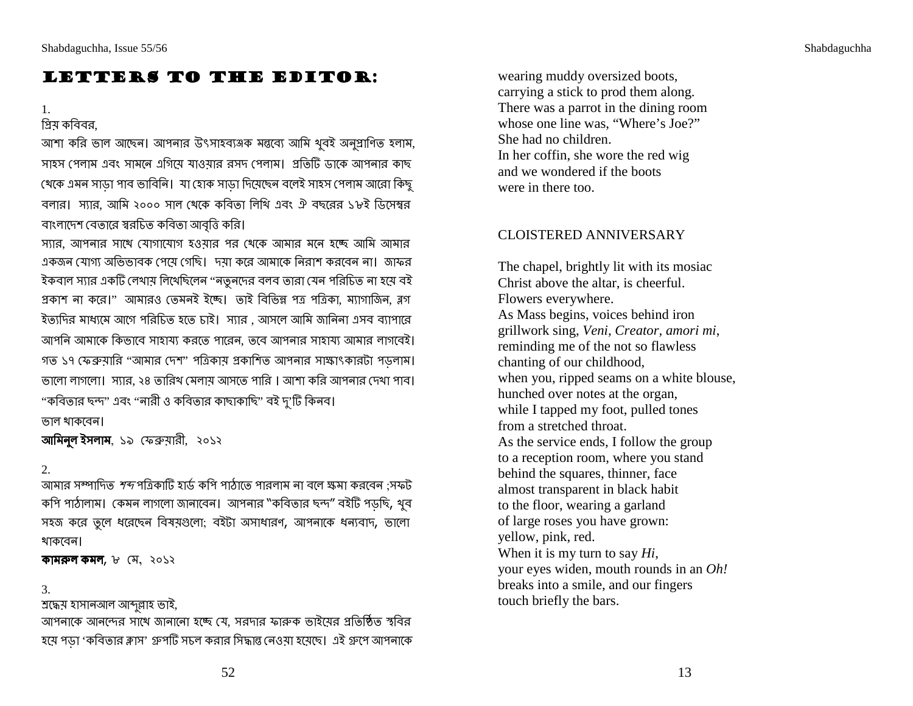# LETTERS TO THE EDITOR:

1.
প্রিয় কবিবর,

আশা করি ভাল আছেন। আপনার উৎসাহব্যঞ্জক মন্তব্যে আমি খুবই অনুপ্রাণিত হলাম, সাহস পেলাম এবং সামনে এগিয়ে যাওয়ার রসদ পেলাম। প্রতিটি ডাকে আপনার কাছ থেকে এমন সাড়া পাব ভাবিনি। যা হোক সাড়া দিয়েছেন বলেই সাহস পেলাম আরো কিছু বলার। স্যার, আমি ২০০০ সাল থেকে কবিতা লিখি এবং ঐ বছরের ১৮ই ডিসেম্বর বাংলাদেশ বেতারে স্বরচিত কবিতা আবৃত্তি করি।

স্যার, আপনার সাথে যোগাযোগ হওয়ার পর থেকে আমার মনে হচ্ছে আমি আমার একজন যোগ্য অভিভাবক পেয়ে গেছি। দয়া করে আমাকে নিরাশ করবেন না। জাফর ইকবাল স্যার একটি লেখায় লিখেছিলেন "নতুনদের বলব তারা যেন পরিচিত না হয়ে বই প্রকাশ না করে।" আমারও তেমনই ইচ্ছে। তাই বিভিন্ন পত্র পত্রিকা, ম্যাগাজিন, ব্লগ ইত্যাদির মাধ্যমে আগে পরিচিত হতে চাই। স্যার , আসলে আমি জানিনা এসব ব্যাপারে আপনি আমাকে কিভাবে সাহায্য করতে পারেন, তবে আপনার সাহায্য আমার লাগবেই। গত ১৭ ফেব্রুয়ারি "আমার দেশ" পত্রিকায় প্রকাশিত আপনার সাক্ষাৎকারটা পড়লাম। ভালো লাগলো। স্যার, ২৪ তারিখ মেলায় আসতে পারি। আশা করি আপনার দেখা পাব। "কবিতার ছন্দ" এবং "নারী ও কবিতার কাছাকাছি" বই দু'টি কিনব।

ভাল থাকবেন।

**আমিনুল ইসলাম**, ১৯ ফেব্রুয়ারী, ২০১২

2.
আমার সম্পাদিত *শব্দ* পত্রিকাটি হার্ড কপি পাঠাতে পারলাম না বলে ক্ষমা করবেন ;সফট কপি পাঠালাম। কেমন লাগলো জানাবেন। আপনার "কবিতার ছন্দ" বইটি পড়ছি, খুব সহজ করে তুলে ধরেছেন বিষয়গুলো; বইটা অসাধারণ, আপনাকে ধন্যবাদ, ভালো থাকবেন।

**কামরুল কমল**, ৮ মে, ২০১২

3.
শ্রদ্ধেয় হাসানআল আব্দুল্লাহ ভাই,

আপনাকে আনন্দের সাথে জানানো হচ্ছে যে, সরদার ফারুক ভাইয়ের প্রতিষ্ঠিত স্থবির হয়ে পড়া 'কবিতার ক্লাস' গ্রুপটি সচল করার সিদ্ধান্ত নেওয়া হয়েছে। এই গ্রুপে আপনাকে

wearing muddy oversized boots,
carrying a stick to prod them along.
There was a parrot in the dining room
whose one line was, "Where's Joe?"
She had no children.
In her coffin, she wore the red wig
and we wondered if the boots
were in there too.

CLOISTERED ANNIVERSARY

The chapel, brightly lit with its mosiac
Christ above the altar, is cheerful.
Flowers everywhere.
As Mass begins, voices behind iron
grillwork sing, *Veni, Creator, amori mi*,
reminding me of the not so flawless
chanting of our childhood,
when you, ripped seams on a white blouse,
hunched over notes at the organ,
while I tapped my foot, pulled tones
from a stretched throat.
As the service ends, I follow the group
to a reception room, where you stand
behind the squares, thinner, face
almost transparent in black habit
to the floor, wearing a garland
of large roses you have grown:
yellow, pink, red.
When it is my turn to say *Hi*,
your eyes widen, mouth rounds in an *Oh!*
breaks into a smile, and our fingers
touch briefly the bars.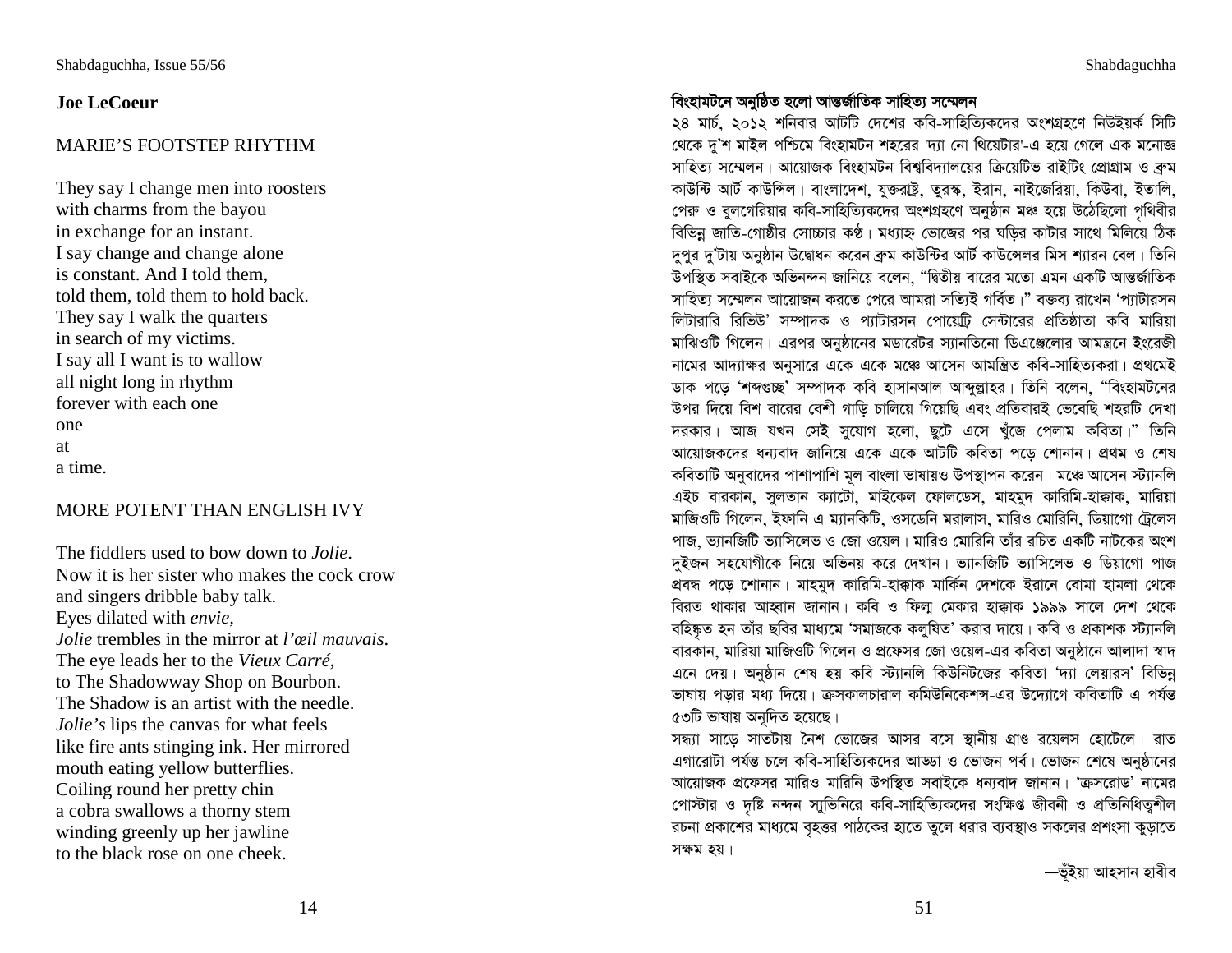**Joe LeCoeur**

MARIE'S FOOTSTEP RHYTHM

They say I change men into roosters
with charms from the bayou
in exchange for an instant.
I say change and change alone
is constant. And I told them,
told them, told them to hold back.
They say I walk the quarters
in search of my victims.
I say all I want is to wallow
all night long in rhythm
forever with each one
one
at
a time.

MORE POTENT THAN ENGLISH IVY

The fiddlers used to bow down to *Jolie*.
Now it is her sister who makes the cock crow
and singers dribble baby talk.
Eyes dilated with *envie*,
*Jolie* trembles in the mirror at *l'œil mauvais*.
The eye leads her to the *Vieux Carré*,
to The Shadowway Shop on Bourbon.
The Shadow is an artist with the needle.
*Jolie's* lips the canvas for what feels
like fire ants stinging ink. Her mirrored
mouth eating yellow butterflies.
Coiling round her pretty chin
a cobra swallows a thorny stem
winding greenly up her jawline
to the black rose on one cheek.

**বিংহামটনে অনুষ্ঠিত হলো আন্তর্জাতিক সাহিত্য সম্মেলন**

২৪ মার্চ, ২০১২ শনিবার আটটি দেশের কবি-সাহিত্যিকদের অংশগ্রহণে নিউইয়র্ক সিটি থেকে দু'শ মাইল পশ্চিমে বিংহামটন শহরের 'দ্যা নো থিয়েটার'-এ হয়ে গেলে এক মনোজ্ঞ সাহিত্য সম্মেলন। আয়োজক বিংহামটন বিশ্ববিদ্যালয়ের ক্রিয়েটিভ রাইটিং প্রোগ্রাম ও ব্রুম কাউন্টি আর্ট কাউন্সিল। বাংলাদেশ, যুক্তরাষ্ট্র, তুরস্ক, ইরান, নাইজেরিয়া, কিউবা, ইতালি, পেরু ও বুলগেরিয়ার কবি-সাহিত্যিকদের অংশগ্রহণে অনুষ্ঠান মঞ্চ হয়ে উঠেছিলো পৃথিবীর বিভিন্ন জাতি-গোষ্ঠীর সোচ্চার কণ্ঠ। মধ্যাহ্ন ভোজের পর ঘড়ির কাটার সাথে মিলিয়ে ঠিক দুপুর দু'টায় অনুষ্ঠান উদ্বোধন করেন ব্রুম কাউন্টির আর্ট কাউন্সেলর মিস শ্যারন বেল। তিনি উপস্থিত সবাইকে অভিনন্দন জানিয়ে বলেন, "দ্বিতীয় বারের মতো এমন একটি আন্তর্জাতিক সাহিত্য সম্মেলন আয়োজন করতে পেরে আমরা সত্যিই গর্বিত।" বক্তব্য রাখেন 'প্যাটারসন লিটারারি রিভিউ' সম্পাদক ও প্যাটারসন পোয়েট্রি সেন্টারের প্রতিষ্ঠাতা কবি মারিয়া মাঝিওটি গিলেন। এরপর অনুষ্ঠানের মডারেটর স্যানতিনো ডিএঞ্জেলোর আমন্ত্রনে ইংরেজী নামের আদ্যাক্ষর অনুসারে একে একে মঞ্চে আসেন আমন্ত্রিত কবি-সাহিত্যকরা। প্রথমেই ডাক পড়ে 'শব্দগুচ্ছ' সম্পাদক কবি হাসানআল আব্দুল্লাহর। তিনি বলেন, "বিংহামটনের উপর দিয়ে বিশ বারের বেশী গাড়ি চালিয়ে গিয়েছি এবং প্রতিবারই ভেবেছি শহরটি দেখা দরকার। আজ যখন সেই সুযোগ হলো, ছুটে এসে খুঁজে পেলাম কবিতা।" তিনি আয়োজকদের ধন্যবাদ জানিয়ে একে একে আটটি কবিতা পড়ে শোনান। প্রথম ও শেষ কবিতাটি অনুবাদের পাশাপাশি মূল বাংলা ভাষায়ও উপস্থাপন করেন। মঞ্চে আসেন স্ট্যানলি এইচ বারকান, সুলতান ক্যাটো, মাইকেল ফোলডেস, মাহমুদ কারিমি-হাক্কাক, মারিয়া মাজিওটি গিলেন, ইফানি এ ম্যানকিটি, ওসডেনি মরালাস, মারিও মোরিনি, ডিয়াগো ট্রেলেস পাজ, ভ্যানজিটি ভ্যাসিলেভ ও জো ওয়েল। মারিও মোরিনি তাঁর রচিত একটি নাটকের অংশ দুইজন সহযোগীকে নিয়ে অভিনয় করে দেখান। ভ্যানজিটি ভ্যাসিলেভ ও ডিয়াগো পাজ প্রবন্ধ পড়ে শোনান। মাহমুদ কারিমি-হাক্কাক মার্কিন দেশকে ইরানে বোমা হামলা থেকে বিরত থাকার আহ্বান জানান। কবি ও ফিল্ম মেকার হাক্কাক ১৯৯৯ সালে দেশ থেকে বহিস্কৃত হন তাঁর ছবির মাধ্যমে 'সমাজকে কলুষিত' করার দায়ে। কবি ও প্রকাশক স্ট্যানলি বারকান, মারিয়া মাজিওটি গিলেন ও প্রফেসর জো ওয়েল-এর কবিতা অনুষ্ঠানে আলাদা স্বাদ এনে দেয়। অনুষ্ঠান শেষ হয় কবি স্ট্যানলি কিউনিটজের কবিতা 'দ্যা লেয়ারস' বিভিন্ন ভাষায় পড়ার মধ্য দিয়ে। ক্রসকালচারাল কমিউনিকেশন্স-এর উদ্যোগে কবিতাটি এ পর্যন্ত ৫৩টি ভাষায় অনূদিত হয়েছে।

সন্ধ্যা সাড়ে সাতটায় নৈশ ভোজের আসর বসে স্থানীয় গ্রাণ্ড রয়েলস হোটেলে। রাত এগারোটা পর্যন্ত চলে কবি-সাহিত্যিকদের আড্ডা ও ভোজন পর্ব। ভোজন শেষে অনুষ্ঠানের আয়োজক প্রফেসর মারিও মারিনি উপস্থিত সবাইকে ধন্যবাদ জানান। 'ক্রসরোড' নামের পোস্টার ও দৃষ্টি নন্দন স্যুভিনিরে কবি-সাহিত্যিকদের সংক্ষিপ্ত জীবনী ও প্রতিনিধিত্বশীল রচনা প্রকাশের মাধ্যমে বৃহত্তর পাঠকের হাতে তুলে ধরার ব্যবস্থাও সকলের প্রশংসা কুড়াতে সক্ষম হয়।

—ভূঁইয়া আহসান হাবীব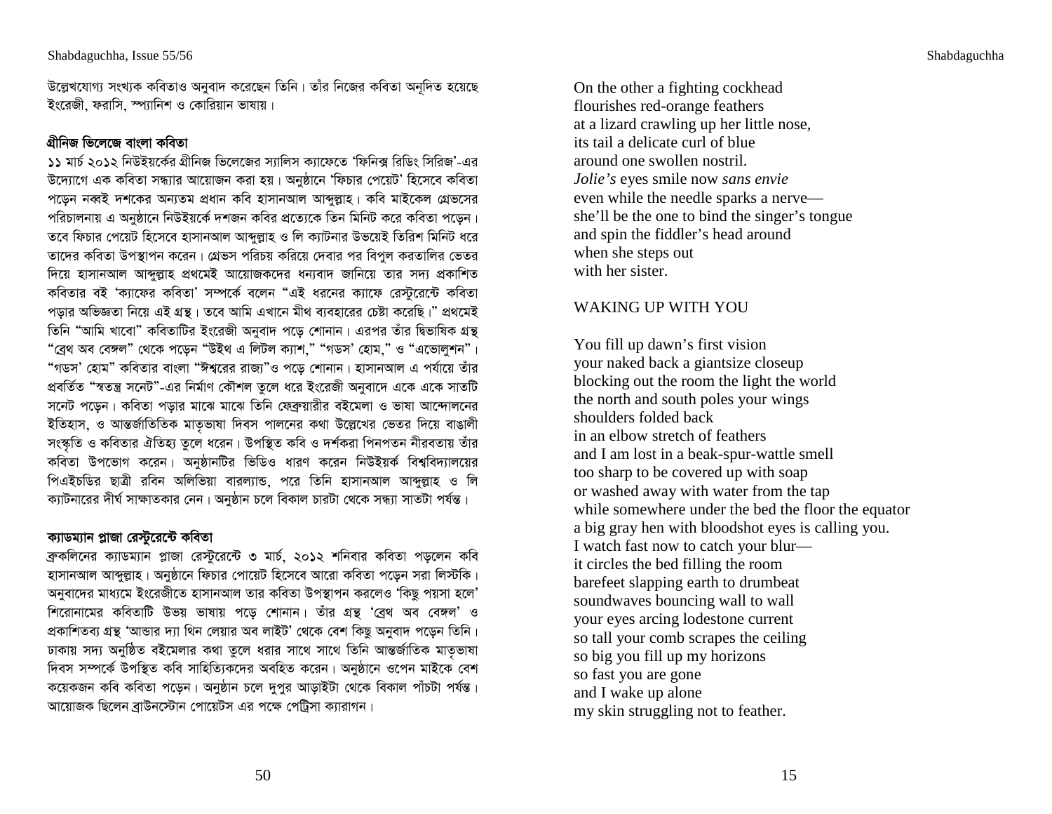উল্লেখযোগ্য সংখ্যক কবিতাও অনুবাদ করেছেন তিনি। তাঁর নিজের কবিতা অনূদিত হয়েছে ইংরেজী, ফরাসি, স্প্যানিশ ও কোরিয়ান ভাষায়।

### গ্রীনিজ ভিলেজে বাংলা কবিতা

১১ মার্চ ২০১২ নিউইয়র্কের গ্রীনিজ ভিলেজের স্যালিস ক্যাফেতে 'ফিনিক্স রিডিং সিরিজ'-এর উদ্যোগে এক কবিতা সন্ধ্যার আয়োজন করা হয়। অনুষ্ঠানে 'ফিচার পোয়েট' হিসেবে কবিতা পড়েন নব্বই দশকের অন্যতম প্রধান কবি হাসানআল আব্দুল্লাহ। কবি মাইকেল গ্রেভসের পরিচালনায় এ অনুষ্ঠানে নিউইয়র্কে দশজন কবির প্রত্যেকে তিন মিনিট করে কবিতা পড়েন। তবে ফিচার পোয়েট হিসেবে হাসানআল আব্দুল্লাহ ও লি ক্যাটনার উভয়েই তিরিশ মিনিট ধরে তাদের কবিতা উপস্থাপন করেন। গ্রেভস পরিচয় করিয়ে দেবার পর বিপুল করতালির ভেতর দিয়ে হাসানআল আব্দুল্লাহ প্রথমেই আয়োজকদের ধন্যবাদ জানিয়ে তার সদ্য প্রকাশিত কবিতার বই 'ক্যাফের কবিতা' সম্পর্কে বলেন "এই ধরনের ক্যাফে রেস্টুরেন্টে কবিতা পড়ার অভিজ্ঞতা নিয়ে এই গ্রন্থ। তবে আমি এখানে মীথ ব্যবহারের চেষ্টা করেছি।" প্রথমেই তিনি "আমি খাবো" কবিতাটির ইংরেজী অনুবাদ পড়ে শোনান। এরপর তাঁর দ্বিভাষিক গ্রন্থ "ব্রেথ অব বেঙ্গল" থেকে পড়েন "উইথ এ লিটল ক্যাশ," "গডস' হোম," ও "এভোলুশন"। "গডস' হোম" কবিতার বাংলা "ঈশ্বরের রাজ্য"ও পড়ে শোনান। হাসানআল এ পর্যায়ে তাঁর প্রবর্তিত "স্বতন্ত্র সনেট"-এর নির্মাণ কৌশল তুলে ধরে ইংরেজী অনুবাদে একে একে সাতটি সনেট পড়েন। কবিতা পড়ার মাঝে মাঝে তিনি ফেব্রুয়ারীর বইমেলা ও ভাষা আন্দোলনের ইতিহাস, ও আন্তর্জাতিক মাতৃভাষা দিবস পালনের কথা উল্লেখের ভেতর দিয়ে বাঙালী সংস্কৃতি ও কবিতার ঐতিহ্য তুলে ধরেন। উপস্থিত কবি ও দর্শকরা পিনপতন নীরবতায় তাঁর কবিতা উপভোগ করেন। অনুষ্ঠানটির ভিডিও ধারণ করেন নিউইয়র্ক বিশ্ববিদ্যালয়ের পিএইচডির ছাত্রী রবিন অলিভিয়া বারল্যান্ড, পরে তিনি হাসানআল আব্দুল্লাহ ও লি ক্যাটনারের দীর্ঘ সাক্ষাতকার নেন। অনুষ্ঠান চলে বিকাল চারটা থেকে সন্ধ্যা সাতটা পর্যন্ত।

### ক্যাডম্যান প্লাজা রেস্টুরেন্টে কবিতা

ব্রুকলিনের ক্যাডম্যান প্লাজা রেস্টুরেন্টে ৩ মার্চ, ২০১২ শনিবার কবিতা পড়লেন কবি হাসানআল আব্দুল্লাহ। অনুষ্ঠানে ফিচার পোয়েট হিসেবে আরো কবিতা পড়েন সরা লিস্টকি। অনুবাদের মাধ্যমে ইংরেজীতে হাসানআল তার কবিতা উপস্থাপন করলেও 'কিছু পয়সা হলে' শিরোনামের কবিতাটি উভয় ভাষায় পড়ে শোনান। তাঁর গ্রন্থ 'ব্রেথ অব বেঙ্গল' ও প্রকাশিতব্য গ্রন্থ 'আন্ডার দ্যা থিন লেয়ার অব লাইট' থেকে বেশ কিছু অনুবাদ পড়েন তিনি। ঢাকায় সদ্য অনুষ্ঠিত বইমেলার কথা তুলে ধরার সাথে সাথে তিনি আন্তর্জাতিক মাতৃভাষা দিবস সম্পর্কে উপস্থিত কবি সাহিত্যিকদের অবহিত করেন। অনুষ্ঠানে ওপেন মাইকে বেশ কয়েকজন কবি কবিতা পড়েন। অনুষ্ঠান চলে দুপুর আড়াইটা থেকে বিকাল পাঁচটা পর্যন্ত। আয়োজক ছিলেন ব্রাউনস্টোন পোয়েটস এর পক্ষে পেট্রিসা ক্যারাগন।

On the other a fighting cockhead
flourishes red-orange feathers
at a lizard crawling up her little nose,
its tail a delicate curl of blue
around one swollen nostril.
*Jolie's* eyes smile now *sans envie*
even while the needle sparks a nerve—
she'll be the one to bind the singer's tongue
and spin the fiddler's head around
when she steps out
with her sister.

### WAKING UP WITH YOU

You fill up dawn's first vision
your naked back a giantsize closeup
blocking out the room the light the world
the north and south poles your wings
shoulders folded back
in an elbow stretch of feathers
and I am lost in a beak-spur-wattle smell
too sharp to be covered up with soap
or washed away with water from the tap
while somewhere under the bed the floor the equator
a big gray hen with bloodshot eyes is calling you.
I watch fast now to catch your blur—
it circles the bed filling the room
barefeet slapping earth to drumbeat
soundwaves bouncing wall to wall
your eyes arcing lodestone current
so tall your comb scrapes the ceiling
so big you fill up my horizons
so fast you are gone
and I wake up alone
my skin struggling not to feather.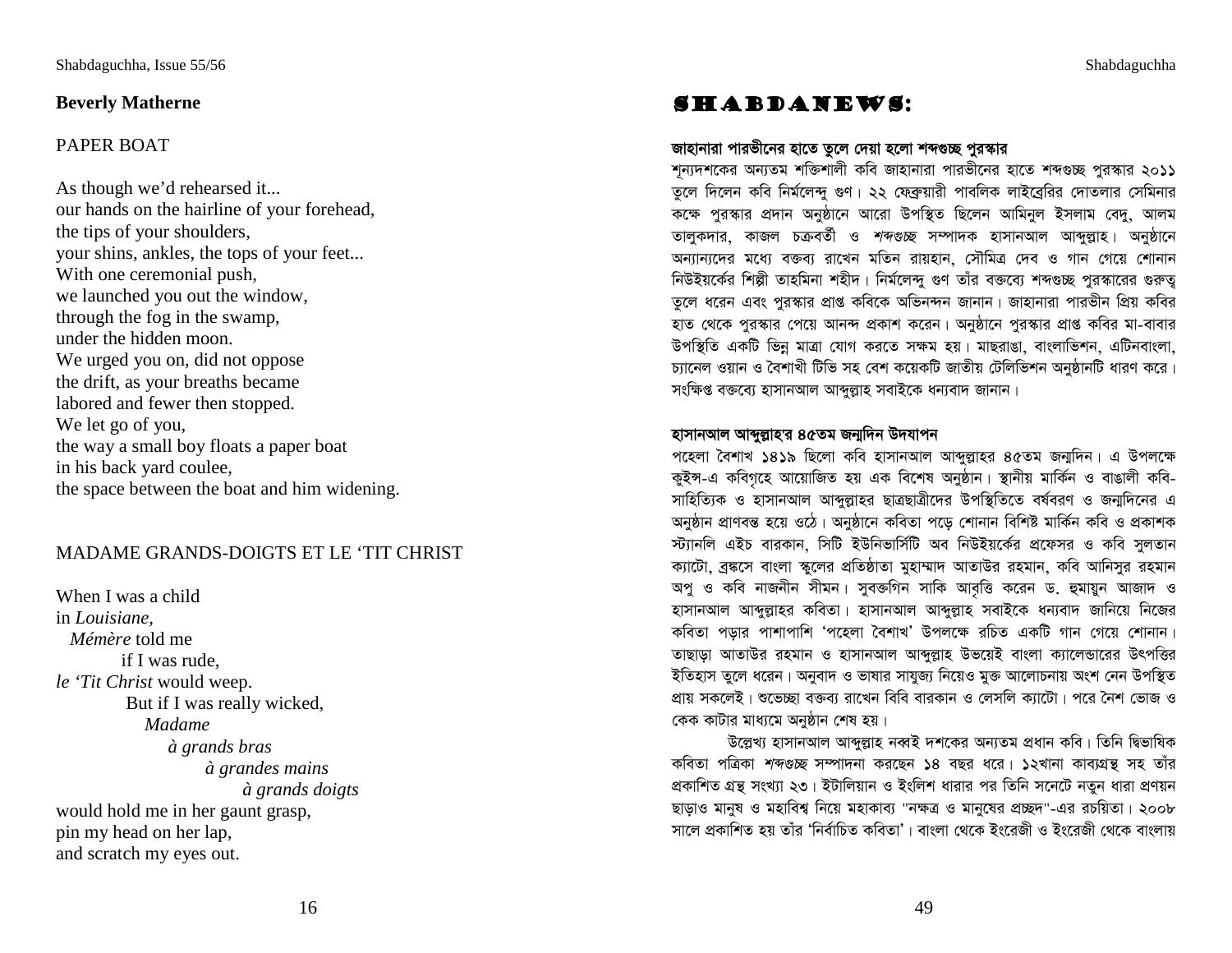## Beverly Matherne

### PAPER BOAT

As though we'd rehearsed it...
our hands on the hairline of your forehead,
the tips of your shoulders,
your shins, ankles, the tops of your feet...
With one ceremonial push,
we launched you out the window,
through the fog in the swamp,
under the hidden moon.
We urged you on, did not oppose
the drift, as your breaths became
labored and fewer then stopped.
We let go of you,
the way a small boy floats a paper boat
in his back yard coulee,
the space between the boat and him widening.

### MADAME GRANDS-DOIGTS ET LE 'TIT CHRIST

When I was a child
in *Louisiane,*
*Mémère* told me
if I was rude,
*le 'Tit Christ* would weep.
But if I was really wicked,
*Madame*
*à grands bras*
*à grandes mains*
*à grands doigts*
would hold me in her gaunt grasp,
pin my head on her lap,
and scratch my eyes out.

## SHABDANEWS:

### জাহানারা পারভীনের হাতে তুলে দেয়া হলো শব্দগুচ্ছ পুরস্কার

শূন্যদশকের অন্যতম শক্তিশালী কবি জাহানারা পারভীনের হাতে শব্দগুচ্ছ পুরস্কার ২০১১ তুলে দিলেন কবি নির্মলেন্দু গুণ। ২২ ফেব্রুয়ারী পাবলিক লাইব্রেরির দোতলার সেমিনার কক্ষে পুরস্কার প্রদান অনুষ্ঠানে আরো উপস্থিত ছিলেন আমিনুল ইসলাম বেদু, আলম তালুকদার, কাজল চক্রবর্তী ও *শব্দগুচ্ছ* সম্পাদক হাসানআল আব্দুল্লাহ। অনুষ্ঠানে অন্যান্যদের মধ্যে বক্তব্য রাখেন মতিন রায়হান, সৌমিত্র দেব ও গান গেয়ে শোনান নিউইয়র্কের শিল্পী তাহমিনা শহীদ। নির্মলেন্দু গুণ তাঁর বক্তব্যে শব্দগুচ্ছ পুরস্কারের গুরুত্ব তুলে ধরেন এবং পুরস্কার প্রাপ্ত কবিকে অভিনন্দন জানান। জাহানারা পারভীন প্রিয় কবির হাত থেকে পুরস্কার পেয়ে আনন্দ প্রকাশ করেন। অনুষ্ঠানে পুরস্কার প্রাপ্ত কবির মা-বাবার উপস্থিতি একটি ভিন্ন মাত্রা যোগ করতে সক্ষম হয়। মাছরাঙা, বাংলাভিশন, এটিনবাংলা, চ্যানেল ওয়ান ও বৈশাখী টিভি সহ বেশ কয়েকটি জাতীয় টেলিভিশন অনুষ্ঠানটি ধারণ করে। সংক্ষিপ্ত বক্তব্যে হাসানআল আব্দুল্লাহ সবাইকে ধন্যবাদ জানান।

### হাসানআল আব্দুল্লাহ'র ৪৫তম জন্মদিন উদযাপন

পহেলা বৈশাখ ১৪১৯ ছিলো কবি হাসানআল আব্দুল্লাহর ৪৫তম জন্মদিন। এ উপলক্ষে কুইন্স-এ কবিগৃহে আয়োজিত হয় এক বিশেষ অনুষ্ঠান। স্থানীয় মার্কিন ও বাঙালী কবি-সাহিত্যিক ও হাসানআল আব্দুল্লাহর ছাত্রছাত্রীদের উপস্থিতিতে বর্ষবরণ ও জন্মদিনের এ অনুষ্ঠান প্রাণবন্ত হয়ে ওঠে। অনুষ্ঠানে কবিতা পড়ে শোনান বিশিষ্ট মার্কিন কবি ও প্রকাশক স্ট্যানলি এইচ বারকান, সিটি ইউনিভার্সিটি অব নিউইয়র্কের প্রফেসর ও কবি সুলতান ক্যাটো, ব্রঙ্কসে বাংলা স্কুলের প্রতিষ্ঠাতা মুহাম্মাদ আতাউর রহমান, কবি আনিসুর রহমান অপু ও কবি নাজনীন সীমন। সুবক্তগিন সাকি আবৃত্তি করেন ড. হুমায়ুন আজাদ ও হাসানআল আব্দুল্লাহর কবিতা। হাসানআল আব্দুল্লাহ সবাইকে ধন্যবাদ জানিয়ে নিজের কবিতা পড়ার পাশাপাশি 'পহেলা বৈশাখ' উপলক্ষে রচিত একটি গান গেয়ে শোনান। তাছাড়া আতাউর রহমান ও হাসানআল আব্দুল্লাহ উভয়েই বাংলা ক্যালেন্ডারের উৎপত্তির ইতিহাস তুলে ধরেন। অনুবাদ ও ভাষার সাযুজ্য নিয়েও মুক্ত আলোচনায় অংশ নেন উপস্থিত প্রায় সকলেই। শুভেচ্ছা বক্তব্য রাখেন বিবি বারকান ও লেসলি ক্যাটো। পরে নৈশ ভোজ ও কেক কাটার মাধ্যমে অনুষ্ঠান শেষ হয়।

উল্লেখ্য হাসানআল আব্দুল্লাহ নব্বই দশকের অন্যতম প্রধান কবি। তিনি দ্বিভাষিক কবিতা পত্রিকা *শব্দগুচ্ছ* সম্পাদনা করছেন ১৪ বছর ধরে। ১২খানা কাব্যগ্রন্থ সহ তাঁর প্রকাশিত গ্রন্থ সংখ্যা ২৩। ইটালিয়ান ও ইংলিশ ধারার পর তিনি সনেটে নতুন ধারা প্রণয়ন ছাড়াও মানুষ ও মহাবিশ্ব নিয়ে মহাকাব্য "নক্ষত্র ও মানুষের প্রচ্ছদ"-এর রচয়িতা। ২০০৮ সালে প্রকাশিত হয় তাঁর 'নির্বাচিত কবিতা'। বাংলা থেকে ইংরেজী ও ইংরেজী থেকে বাংলায়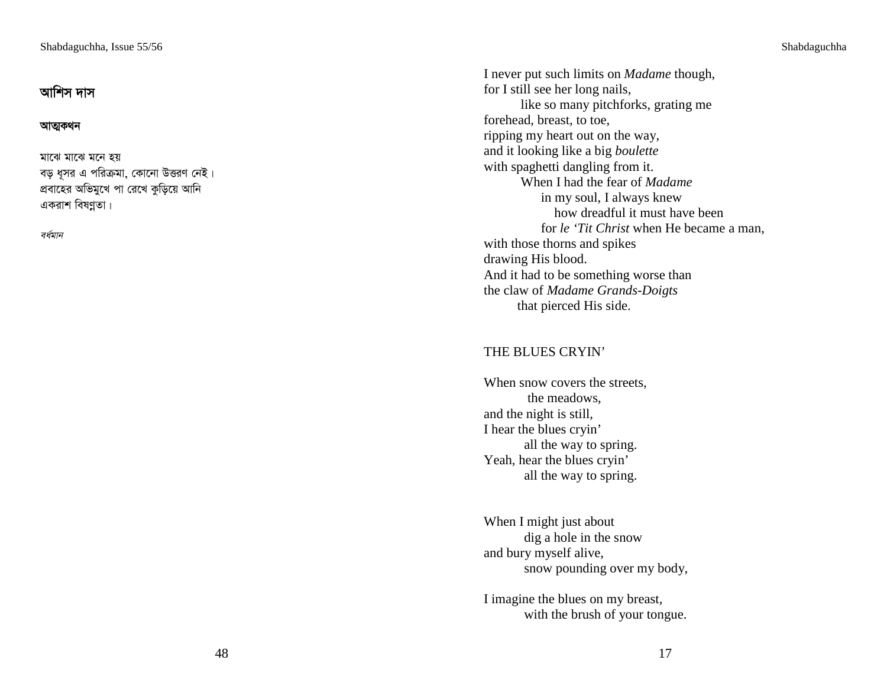## আশিস দাস

### আত্মকথন

মাঝে মাঝে মনে হয়
বড় ধূসর এ পরিক্রমা, কোনো উত্তরণ নেই।
প্রবাহের অভিমুখে পা রেখে কুড়িয়ে আনি
একরাশ বিষণ্ণতা।

*বর্ধমান*

I never put such limits on *Madame* though,
for I still see her long nails,
like so many pitchforks, grating me
forehead, breast, to toe,
ripping my heart out on the way,
and it looking like a big *boulette*
with spaghetti dangling from it.
When I had the fear of *Madame*
in my soul, I always knew
how dreadful it must have been
for *le 'Tit Christ* when He became a man,
with those thorns and spikes
drawing His blood.
And it had to be something worse than
the claw of *Madame Grands-Doigts*
that pierced His side.

### THE BLUES CRYIN'

When snow covers the streets,
the meadows,
and the night is still,
I hear the blues cryin'
all the way to spring.
Yeah, hear the blues cryin'
all the way to spring.

When I might just about
dig a hole in the snow
and bury myself alive,
snow pounding over my body,

I imagine the blues on my breast,
with the brush of your tongue.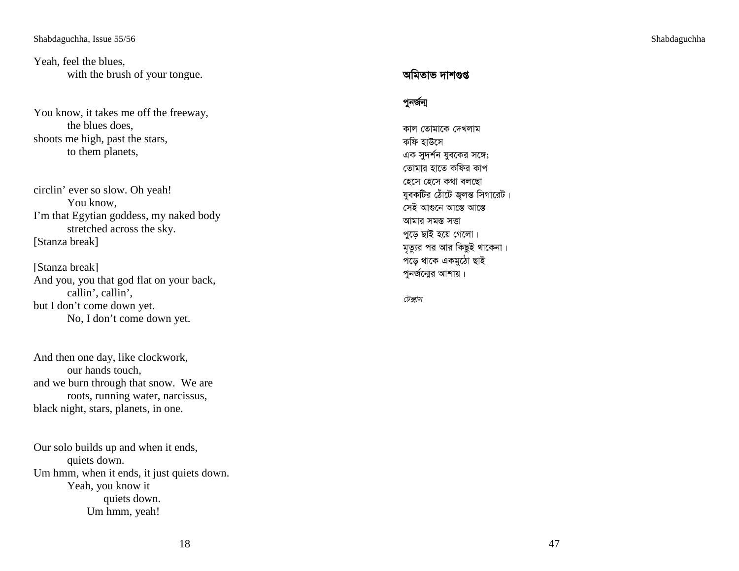Yeah, feel the blues,
 with the brush of your tongue.

You know, it takes me off the freeway,
 the blues does,
shoots me high, past the stars,
 to them planets,

circlin' ever so slow. Oh yeah!
 You know,
I'm that Egytian goddess, my naked body
 stretched across the sky.
[Stanza break]

[Stanza break]
And you, you that god flat on your back,
 callin', callin',
but I don't come down yet.
 No, I don't come down yet.

And then one day, like clockwork,
 our hands touch,
and we burn through that snow. We are
 roots, running water, narcissus,
black night, stars, planets, in one.

Our solo builds up and when it ends,
 quiets down.
Um hmm, when it ends, it just quiets down.
 Yeah, you know it
 quiets down.
 Um hmm, yeah!

## অমিতাভ দাশগুপ্ত

### পুনর্জন্ম

কাল তোমাকে দেখলাম
কফি হাউসে
এক সুদর্শন যুবকের সঙ্গে;
তোমার হাতে কফির কাপ
হেসে হেসে কথা বলছো
যুবকটির ঠোঁটে জ্বলন্ত সিগারেট।
সেই আগুনে আস্তে আস্তে
আমার সমস্ত সত্তা
পুড়ে ছাই হয়ে গেলো।
মৃত্যুর পর আর কিছুই থাকেনা।
পড়ে থাকে একমুঠো ছাই
পুনর্জন্মের আশায়।

*টেক্সাস*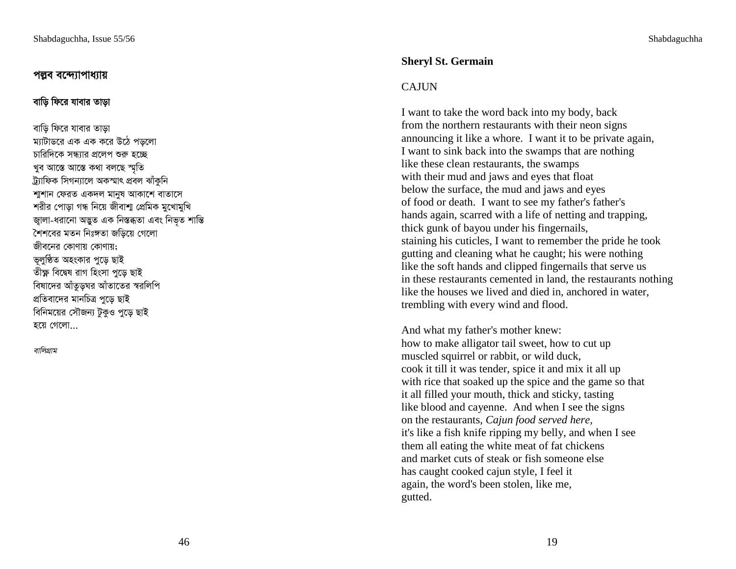## পল্লব বন্দ্যোপাধ্যায়

### বাড়ি ফিরে যাবার তাড়া

বাড়ি ফিরে যাবার তাড়া
ম্যাটাডরে এক এক করে উঠে পড়লো
চারিদিকে সন্ধ্যার প্রলেপ শুরু হচ্ছে
খুব আস্তে আস্তে কথা বলছে স্মৃতি
ট্র্যাফিক সিগন্যালে অকস্মাৎ প্রবল ঝাঁকুনি
শ্মশান ফেরত একদল মানুষ আকাশে বাতাসে
শরীর পোড়া গন্ধ নিয়ে জীবাশ্ম প্রেমিক মুখোমুখি
জ্বালা-ধরানো অদ্ভুত এক নিস্তব্ধতা এবং নিভৃত শান্তি
শৈশবের মতন নিঃসঙ্গতা জড়িয়ে গেলো
জীবনের কোণায় কোণায়;
ভূলুণ্ঠিত অহংকার পুড়ে ছাই
তীক্ষ্ণ বিদ্বেষ রাগ হিংসা পুড়ে ছাই
বিষাদের আঁতুড়ঘর আঁতাতের স্বরলিপি
প্রতিবাদের মানচিত্র পুড়ে ছাই
বিনিময়ের সৌজন্য টুকুও পুড়ে ছাই
হয়ে গেলো...

*বালিগ্রাম*

**Sheryl St. Germain**

CAJUN

I want to take the word back into my body, back
from the northern restaurants with their neon signs
announcing it like a whore. I want it to be private again,
I want to sink back into the swamps that are nothing
like these clean restaurants, the swamps
with their mud and jaws and eyes that float
below the surface, the mud and jaws and eyes
of food or death. I want to see my father's father's
hands again, scarred with a life of netting and trapping,
thick gunk of bayou under his fingernails,
staining his cuticles, I want to remember the pride he took
gutting and cleaning what he caught; his were nothing
like the soft hands and clipped fingernails that serve us
in these restaurants cemented in land, the restaurants nothing
like the houses we lived and died in, anchored in water,
trembling with every wind and flood.

And what my father's mother knew:
how to make alligator tail sweet, how to cut up
muscled squirrel or rabbit, or wild duck,
cook it till it was tender, spice it and mix it all up
with rice that soaked up the spice and the game so that
it all filled your mouth, thick and sticky, tasting
like blood and cayenne. And when I see the signs
on the restaurants, *Cajun food served here*,
it's like a fish knife ripping my belly, and when I see
them all eating the white meat of fat chickens
and market cuts of steak or fish someone else
has caught cooked cajun style, I feel it
again, the word's been stolen, like me,
gutted.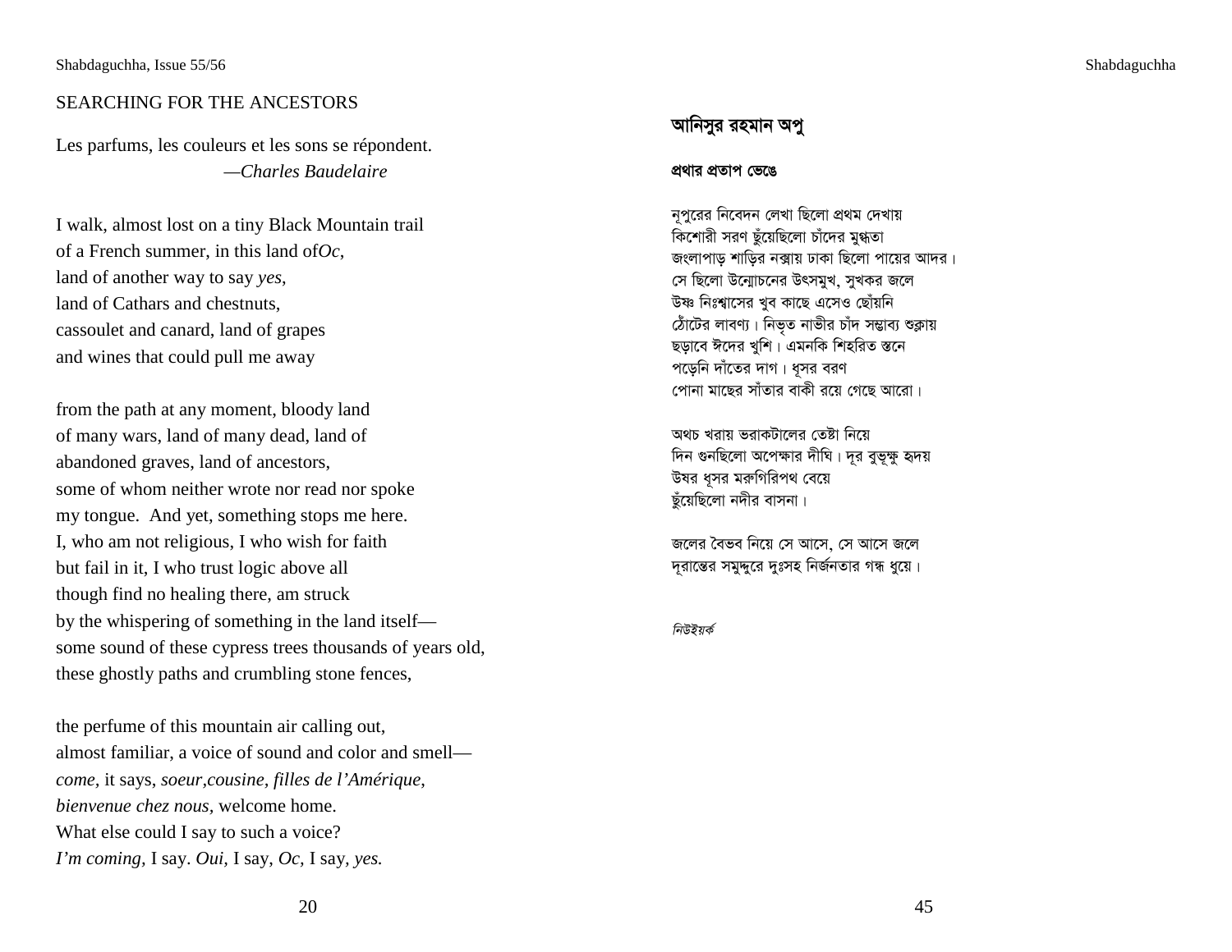## SEARCHING FOR THE ANCESTORS

Les parfums, les couleurs et les sons se répondent.
—*Charles Baudelaire*

I walk, almost lost on a tiny Black Mountain trail
of a French summer, in this land of*Oc*,
land of another way to say *yes*,
land of Cathars and chestnuts,
cassoulet and canard, land of grapes
and wines that could pull me away

from the path at any moment, bloody land
of many wars, land of many dead, land of
abandoned graves, land of ancestors,
some of whom neither wrote nor read nor spoke
my tongue. And yet, something stops me here.
I, who am not religious, I who wish for faith
but fail in it, I who trust logic above all
though find no healing there, am struck
by the whispering of something in the land itself—
some sound of these cypress trees thousands of years old,
these ghostly paths and crumbling stone fences,

the perfume of this mountain air calling out,
almost familiar, a voice of sound and color and smell—
*come,* it says, *soeur,cousine, filles de l'Amérique,*
*bienvenue chez nous*, welcome home.
What else could I say to such a voice?
*I'm coming,* I say. *Oui,* I say, *Oc,* I say, *yes.*

## আনিসুর রহমান অপু

### প্রথার প্রতাপ ভেঙে

নূপুরের নিবেদন লেখা ছিলো প্রথম দেখায়
কিশোরী সরণ ছুঁয়েছিলো চাঁদের মুগ্ধতা
জংলাপাড় শাড়ির নক্সায় ঢাকা ছিলো পায়ের আদর।
সে ছিলো উন্মোচনের উৎসমুখ, সুখকর জলে
উষ্ণ নিঃশ্বাসের খুব কাছে এসেও ছোঁয়নি
ঠোঁটের লাবণ্য। নিভৃত নাভীর চাঁদ সম্ভাব্য শুক্লায়
ছড়াবে ঈদের খুশি। এমনকি শিহরিত স্তনে
পড়েনি দাঁতের দাগ। ধূসর বরণ
পোনা মাছের সাঁতার বাকী রয়ে গেছে আরো।

অথচ খরায় ভরাকটালের তেষ্টা নিয়ে
দিন গুনছিলো অপেক্ষার দীঘি। দূর বুভুক্ষু হৃদয়
উষর ধূসর মরুগিরিপথ বেয়ে
ছুঁয়েছিলো নদীর বাসনা।

জলের বৈভব নিয়ে সে আসে, সে আসে জলে
দূরান্তের সমুদ্দুরে দুঃসহ নির্জনতার গন্ধ ধুয়ে।

*নিউইয়র্ক*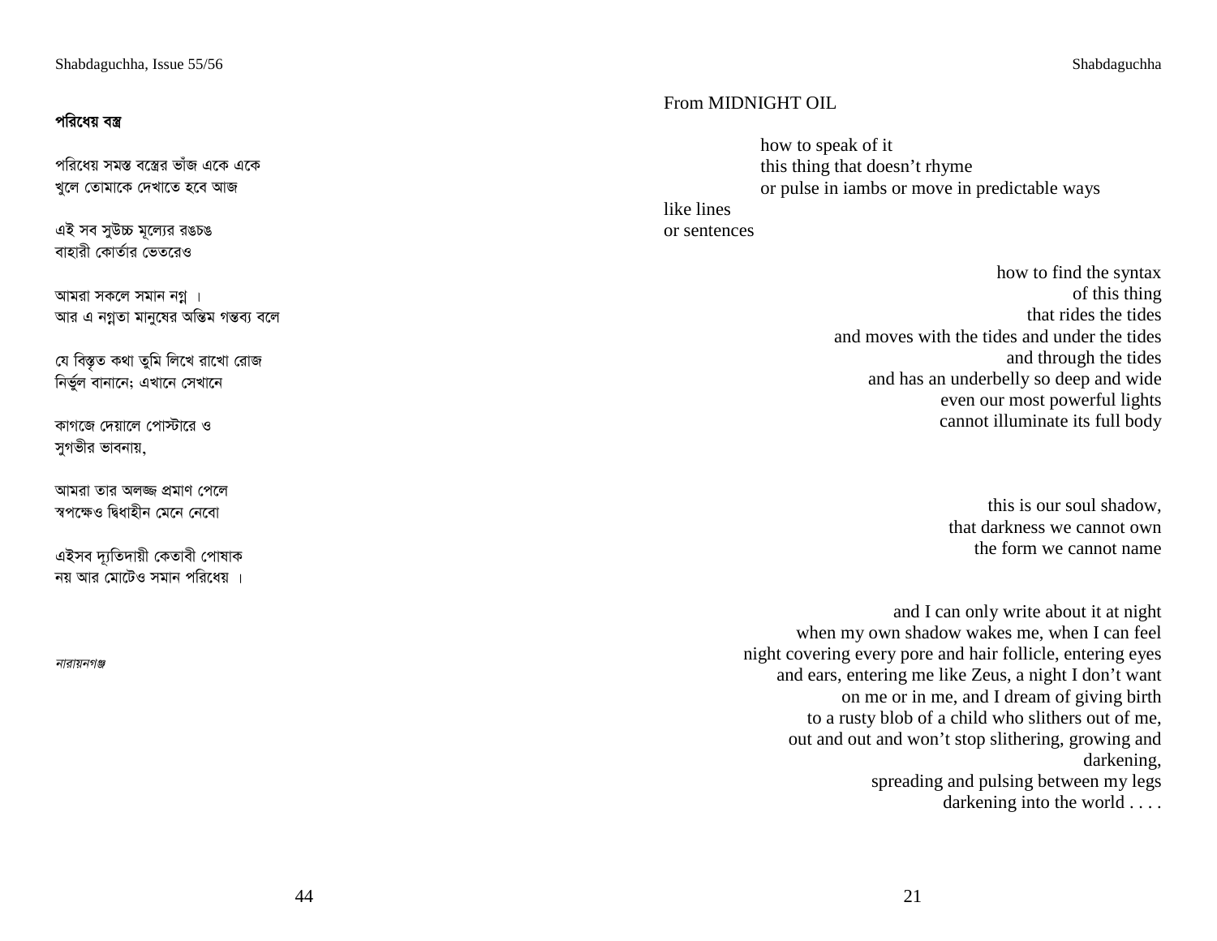## পরিধেয় বস্ত্র

পরিধেয় সমস্ত বস্ত্রের ভাঁজ একে একে
খুলে তোমাকে দেখাতে হবে আজ

এই সব সুউচ্চ মূল্যের রঙচঙ
বাহারী কোর্তার ভেতরেও

আমরা সকলে সমান নগ্ন ।
আর এ নগ্নতা মানুষের অন্তিম গন্তব্য বলে

যে বিস্তৃত কথা তুমি লিখে রাখো রোজ
নির্ভুল বানানে; এখানে সেখানে

কাগজে দেয়ালে পোস্টারে ও
সুগভীর ভাবনায়,

আমরা তার অলজ্জ প্রমাণ পেলে
স্বপক্ষেও দ্বিধাহীন মেনে নেবো

এইসব দ্যুতিদায়ী কেতাবী পোষাক
নয় আর মোটেও সমান পরিধেয় ।

*নারায়নগঞ্জ*

---

From MIDNIGHT OIL

how to speak of it
this thing that doesn't rhyme
or pulse in iambs or move in predictable ways
like lines
or sentences

how to find the syntax
of this thing
that rides the tides
and moves with the tides and under the tides
and through the tides
and has an underbelly so deep and wide
even our most powerful lights
cannot illuminate its full body

this is our soul shadow,
that darkness we cannot own
the form we cannot name

and I can only write about it at night
when my own shadow wakes me, when I can feel
night covering every pore and hair follicle, entering eyes
and ears, entering me like Zeus, a night I don't want
on me or in me, and I dream of giving birth
to a rusty blob of a child who slithers out of me,
out and out and won't stop slithering, growing and
darkening,
spreading and pulsing between my legs
darkening into the world . . . .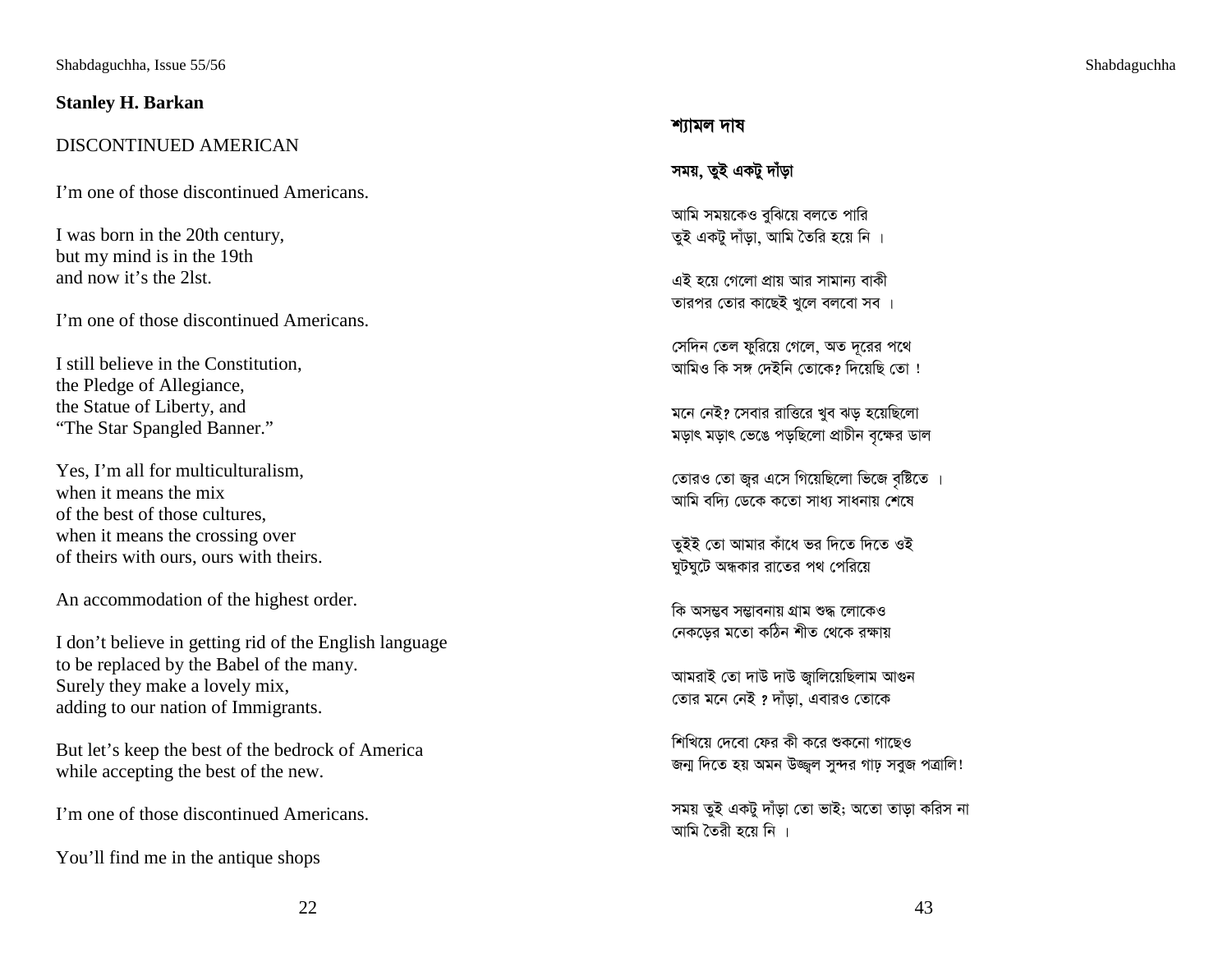## Stanley H. Barkan

### DISCONTINUED AMERICAN

I'm one of those discontinued Americans.

I was born in the 20th century,
but my mind is in the 19th
and now it's the 2lst.

I'm one of those discontinued Americans.

I still believe in the Constitution,
the Pledge of Allegiance,
the Statue of Liberty, and
"The Star Spangled Banner."

Yes, I'm all for multiculturalism,
when it means the mix
of the best of those cultures,
when it means the crossing over
of theirs with ours, ours with theirs.

An accommodation of the highest order.

I don't believe in getting rid of the English language
to be replaced by the Babel of the many.
Surely they make a lovely mix,
adding to our nation of Immigrants.

But let's keep the best of the bedrock of America
while accepting the best of the new.

I'm one of those discontinued Americans.

You'll find me in the antique shops

## শ্যামল দাষ

### সময়, তুই একটু দাঁড়া

আমি সময়কেও বুঝিয়ে বলতে পারি
তুই একটু দাঁড়া, আমি তৈরি হয়ে নি ।

এই হয়ে গেলো প্রায় আর সামান্য বাকী
তারপর তোর কাছেই খুলে বলবো সব ।

সেদিন তেল ফুরিয়ে গেলে, অত দূরের পথে
আমিও কি সঙ্গ দেইনি তোকে? দিয়েছি তো !

মনে নেই? সেবার রাত্তিরে খুব ঝড় হয়েছিলো
মড়াৎ মড়াৎ ভেঙে পড়ছিলো প্রাচীন বৃক্ষের ডাল

তোরও তো জ্বর এসে গিয়েছিলো ভিজে বৃষ্টিতে ।
আমি বদ্যি ডেকে কতো সাধ্য সাধনায় শেষে

তুইই তো আমার কাঁধে ভর দিতে দিতে ওই
ঘুটঘুটে অন্ধকার রাতের পথ পেরিয়ে

কি অসম্ভব সম্ভাবনায় গ্রাম শুদ্ধ লোকেও
নেকড়ের মতো কঠিন শীত থেকে রক্ষায়

আমরাই তো দাউ দাউ জ্বালিয়েছিলাম আগুন
তোর মনে নেই ? দাঁড়া, এবারও তোকে

শিখিয়ে দেবো ফের কী করে শুকনো গাছেও
জন্ম দিতে হয় অমন উজ্জ্বল সুন্দর গাঢ় সবুজ পত্রালি!

সময় তুই একটু দাঁড়া তো ভাই; অতো তাড়া করিস না
আমি তৈরী হয়ে নি ।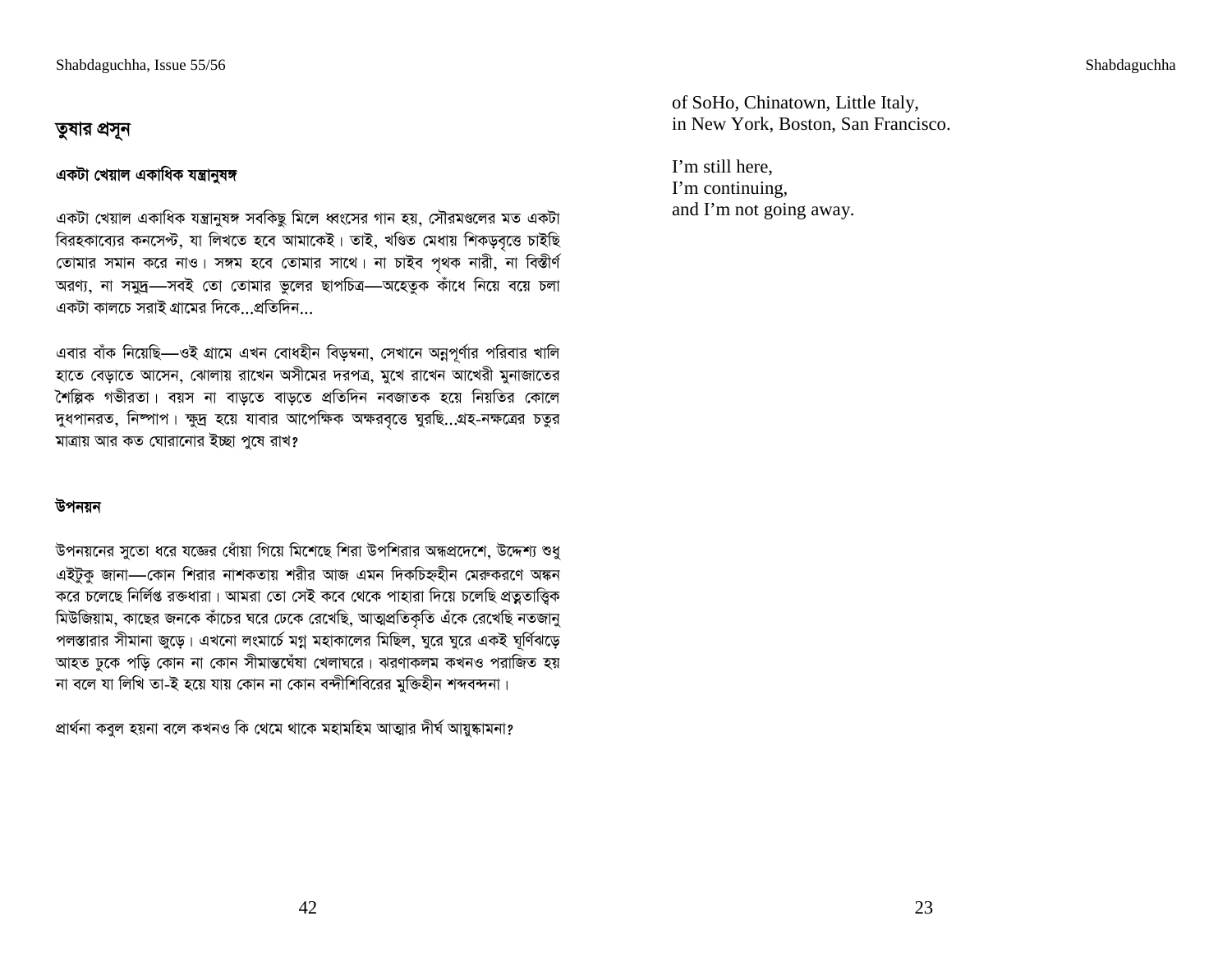## তুষার প্রসূন

### একটা খেয়াল একাধিক যন্ত্রানুষঙ্গ

একটা খেয়াল একাধিক যন্ত্রানুষঙ্গ সবকিছু মিলে ধ্বংসের গান হয়, সৌরমণ্ডলের মত একটা বিরহকাব্যের কনসেপ্ট, যা লিখতে হবে আমাকেই। তাই, খণ্ডিত মেধায় শিকড়বৃত্তে চাইছি তোমার সমান করে নাও। সঙ্গম হবে তোমার সাথে। না চাইব পৃথক নারী, না বিস্তীর্ণ অরণ্য, না সমুদ্র—সবই তো তোমার ভুলের ছাপচিত্র—অহেতুক কাঁধে নিয়ে বয়ে চলা একটা কালচে সরাই গ্রামের দিকে...প্রতিদিন...

এবার বাঁক নিয়েছি—ওই গ্রামে এখন বোধহীন বিড়ম্বনা, সেখানে অন্নপূর্ণার পরিবার খালি হাতে বেড়াতে আসেন, ঝোলায় রাখেন অসীমের দরপত্র, মুখে রাখেন আখেরী মুনাজাতের শৈল্পিক গভীরতা। বয়স না বাড়তে বাড়তে প্রতিদিন নবজাতক হয়ে নিয়তির কোলে দুধপানরত, নিষ্পাপ। ক্ষুদ্র হয়ে যাবার আপেক্ষিক অক্ষরবৃত্তে ঘুরছি...গ্রহ-নক্ষত্রের চতুর মাত্রায় আর কত ঘোরানোর ইচ্ছা পুষে রাখ?

### উপনয়ন

উপনয়নের সুতো ধরে যজ্ঞের ধোঁয়া গিয়ে মিশেছে শিরা উপশিরার অন্ধপ্রদেশে, উদ্দেশ্য শুধু এইটুকু জানা—কোন শিরার নাশকতায় শরীর আজ এমন দিকচিহ্নহীন মেরুকরণে অঙ্কন করে চলেছে নির্লিপ্ত রক্তধারা। আমরা তো সেই কবে থেকে পাহারা দিয়ে চলেছি প্রত্নতাত্ত্বিক মিউজিয়াম, কাছের জনকে কাঁচের ঘরে ঢেকে রেখেছি, আত্মপ্রতিকৃতি এঁকে রেখেছি নতজানু পলস্তারার সীমানা জুড়ে। এখনো লংমার্চে মগ্ন মহাকালের মিছিল, ঘুরে ঘুরে একই ঘূর্ণিঝড়ে আহত ঢুকে পড়ি কোন না কোন সীমান্তঘেঁষা খেলাঘরে। ঝরণাকলম কখনও পরাজিত হয় না বলে যা লিখি তা-ই হয়ে যায় কোন না কোন বন্দীশিবিরের মুক্তিহীন শব্দবন্দনা।

প্রার্থনা কবুল হয়না বলে কখনও কি থেমে থাকে মহামহিম আত্মার দীর্ঘ আয়ুষ্কামনা?

of SoHo, Chinatown, Little Italy,
in New York, Boston, San Francisco.

I'm still here,
I'm continuing,
and I'm not going away.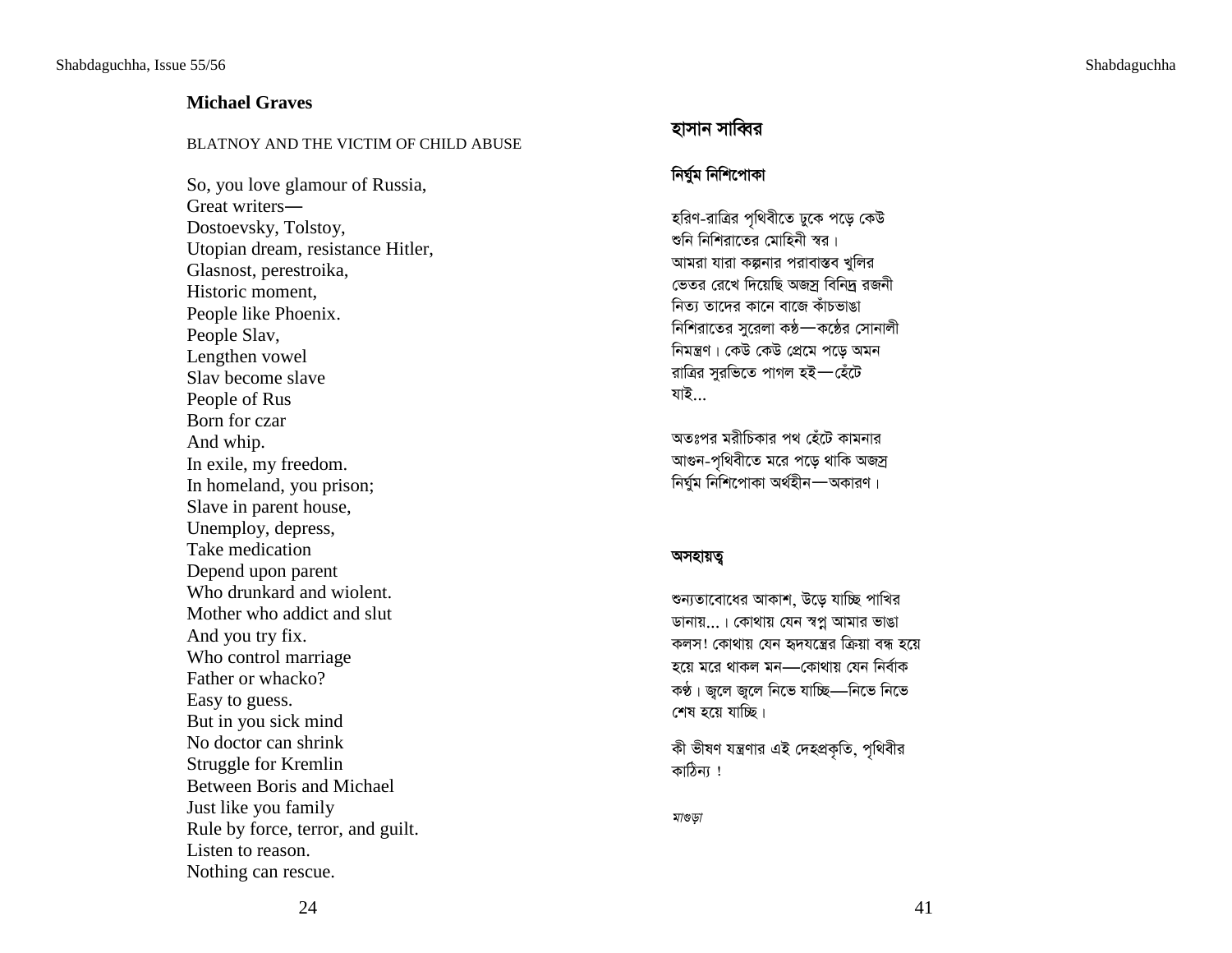## Michael Graves

### BLATNOY AND THE VICTIM OF CHILD ABUSE

So, you love glamour of Russia,
Great writers—
Dostoevsky, Tolstoy,
Utopian dream, resistance Hitler,
Glasnost, perestroika,
Historic moment,
People like Phoenix.
People Slav,
Lengthen vowel
Slav become slave
People of Rus
Born for czar
And whip.
In exile, my freedom.
In homeland, you prison;
Slave in parent house,
Unemploy, depress,
Take medication
Depend upon parent
Who drunkard and wiolent.
Mother who addict and slut
And you try fix.
Who control marriage
Father or whacko?
Easy to guess.
But in you sick mind
No doctor can shrink
Struggle for Kremlin
Between Boris and Michael
Just like you family
Rule by force, terror, and guilt.
Listen to reason.
Nothing can rescue.

## হাসান সাব্বির

### নির্ঘুম নিশিপোকা

হরিণ-রাত্রির পৃথিবীতে ঢুকে পড়ে কেউ
শুনি নিশিরাতের মোহিনী স্বর।
আমরা যারা কল্পনার পরাবাস্তব খুলির
ভেতর রেখে দিয়েছি অজস্র বিনিদ্র রজনী
নিত্য তাদের কানে বাজে কাঁচভাঙা
নিশিরাতের সুরেলা কণ্ঠ—কণ্ঠের সোনালী
নিমন্ত্রণ। কেউ কেউ প্রেমে পড়ে অমন
রাত্রির সুরভিতে পাগল হই—হেঁটে
যাই...

অতঃপর মরীচিকার পথ হেঁটে কামনার
আগুন-পৃথিবীতে মরে পড়ে থাকি অজস্র
নির্ঘুম নিশিপোকা অর্থহীন—অকারণ।

### অসহায়ত্ব

শুন্যতাবোধের আকাশ, উড়ে যাচ্ছি পাখির
ডানায়...। কোথায় যেন স্বপ্ন আমার ভাঙা
কলস! কোথায় যেন হৃদযন্ত্রের ক্রিয়া বন্ধ হয়ে
হয়ে মরে থাকল মন—কোথায় যেন নির্বাক
কণ্ঠ। জ্বলে জ্বলে নিভে যাচ্ছি—নিভে নিভে
শেষ হয়ে যাচ্ছি।

কী ভীষণ যন্ত্রণার এই দেহপ্রকৃতি, পৃথিবীর
কাঠিন্য !

*মাগুড়া*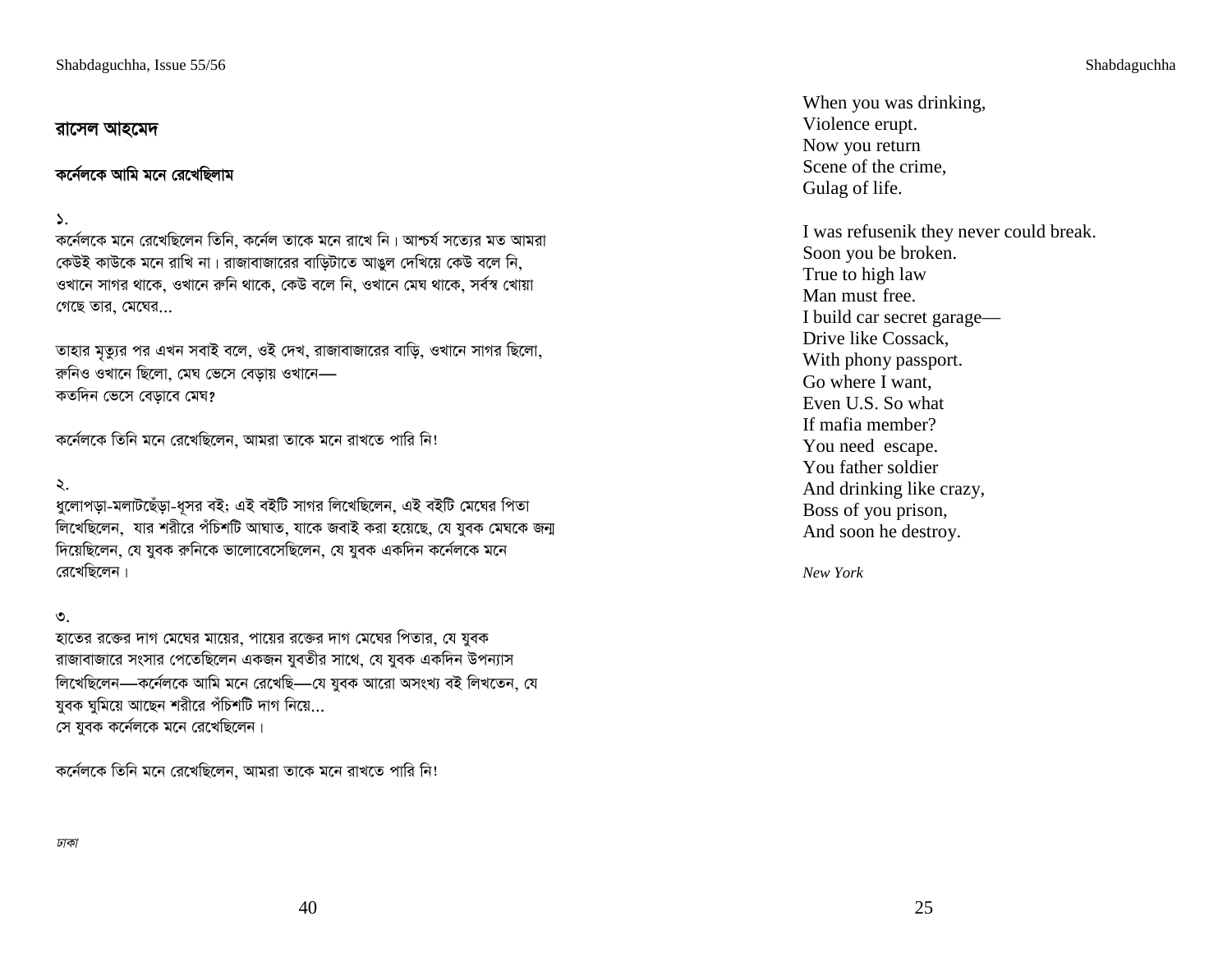## রাসেল আহমেদ

### কর্নেলকে আমি মনে রেখেছিলাম

১.
কর্নেলকে মনে রেখেছিলেন তিনি, কর্নেল তাকে মনে রাখে নি। আশ্চর্য সত্যের মত আমরা কেউই কাউকে মনে রাখি না। রাজাবাজারের বাড়িটাতে আঙুল দেখিয়ে কেউ বলে নি, ওখানে সাগর থাকে, ওখানে রুনি থাকে, কেউ বলে নি, ওখানে মেঘ থাকে, সর্বস্ব খোয়া গেছে তার, মেঘের...

তাহার মৃত্যুর পর এখন সবাই বলে, ওই দেখ, রাজাবাজারের বাড়ি, ওখানে সাগর ছিলো, রুনিও ওখানে ছিলো, মেঘ ভেসে বেড়ায় ওখানে—
কতদিন ভেসে বেড়াবে মেঘ?

কর্নেলকে তিনি মনে রেখেছিলেন, আমরা তাকে মনে রাখতে পারি নি!

২.
ধুলোপড়া-মলাটছেঁড়া-ধূসর বই: এই বইটি সাগর লিখেছিলেন, এই বইটি মেঘের পিতা লিখেছিলেন, যার শরীরে পঁচিশটি আঘাত, যাকে জবাই করা হয়েছে, যে যুবক মেঘকে জন্ম দিয়েছিলেন, যে যুবক রুনিকে ভালোবেসেছিলেন, যে যুবক একদিন কর্নেলকে মনে রেখেছিলেন।

৩.
হাতের রক্তের দাগ মেঘের মায়ের, পায়ের রক্তের দাগ মেঘের পিতার, যে যুবক রাজাবাজারে সংসার পেতেছিলেন একজন যুবতীর সাথে, যে যুবক একদিন উপন্যাস লিখেছিলেন—কর্নেলকে আমি মনে রেখেছি—যে যুবক আরো অসংখ্য বই লিখতেন, যে যুবক ঘুমিয়ে আছেন শরীরে পঁচিশটি দাগ নিয়ে...
সে যুবক কর্নেলকে মনে রেখেছিলেন।

কর্নেলকে তিনি মনে রেখেছিলেন, আমরা তাকে মনে রাখতে পারি নি!

*ঢাকা*

When you was drinking,
Violence erupt.
Now you return
Scene of the crime,
Gulag of life.

I was refusenik they never could break.
Soon you be broken.
True to high law
Man must free.
I build car secret garage—
Drive like Cossack,
With phony passport.
Go where I want,
Even U.S. So what
If mafia member?
You need escape.
You father soldier
And drinking like crazy,
Boss of you prison,
And soon he destroy.

*New York*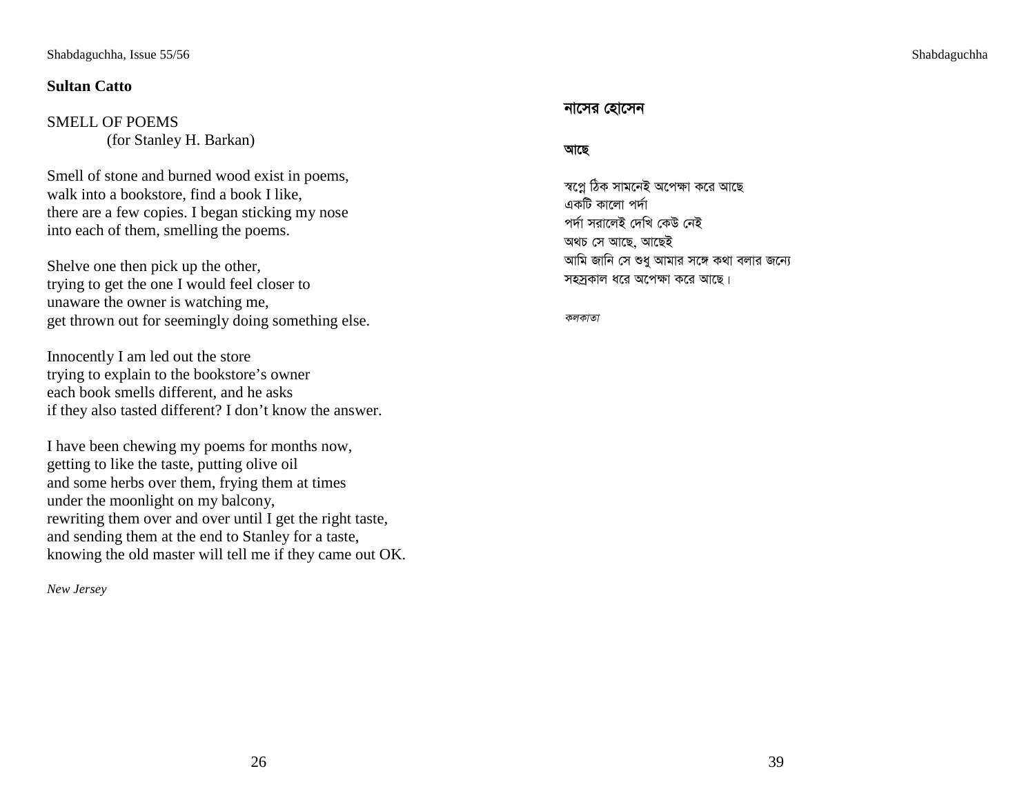**Sultan Catto**

SMELL OF POEMS
(for Stanley H. Barkan)

Smell of stone and burned wood exist in poems,
walk into a bookstore, find a book I like,
there are a few copies. I began sticking my nose
into each of them, smelling the poems.

Shelve one then pick up the other,
trying to get the one I would feel closer to
unaware the owner is watching me,
get thrown out for seemingly doing something else.

Innocently I am led out the store
trying to explain to the bookstore's owner
each book smells different, and he asks
if they also tasted different? I don't know the answer.

I have been chewing my poems for months now,
getting to like the taste, putting olive oil
and some herbs over them, frying them at times
under the moonlight on my balcony,
rewriting them over and over until I get the right taste,
and sending them at the end to Stanley for a taste,
knowing the old master will tell me if they came out OK.

*New Jersey*

**নাসের হোসেন**

**আছে**

স্বপ্নে ঠিক সামনেই অপেক্ষা করে আছে
একটি কালো পর্দা
পর্দা সরালেই দেখি কেউ নেই
অথচ সে আছে, আছেই
আমি জানি সে শুধু আমার সঙ্গে কথা বলার জন্যে
সহস্রকাল ধরে অপেক্ষা করে আছে।

*কলকাতা*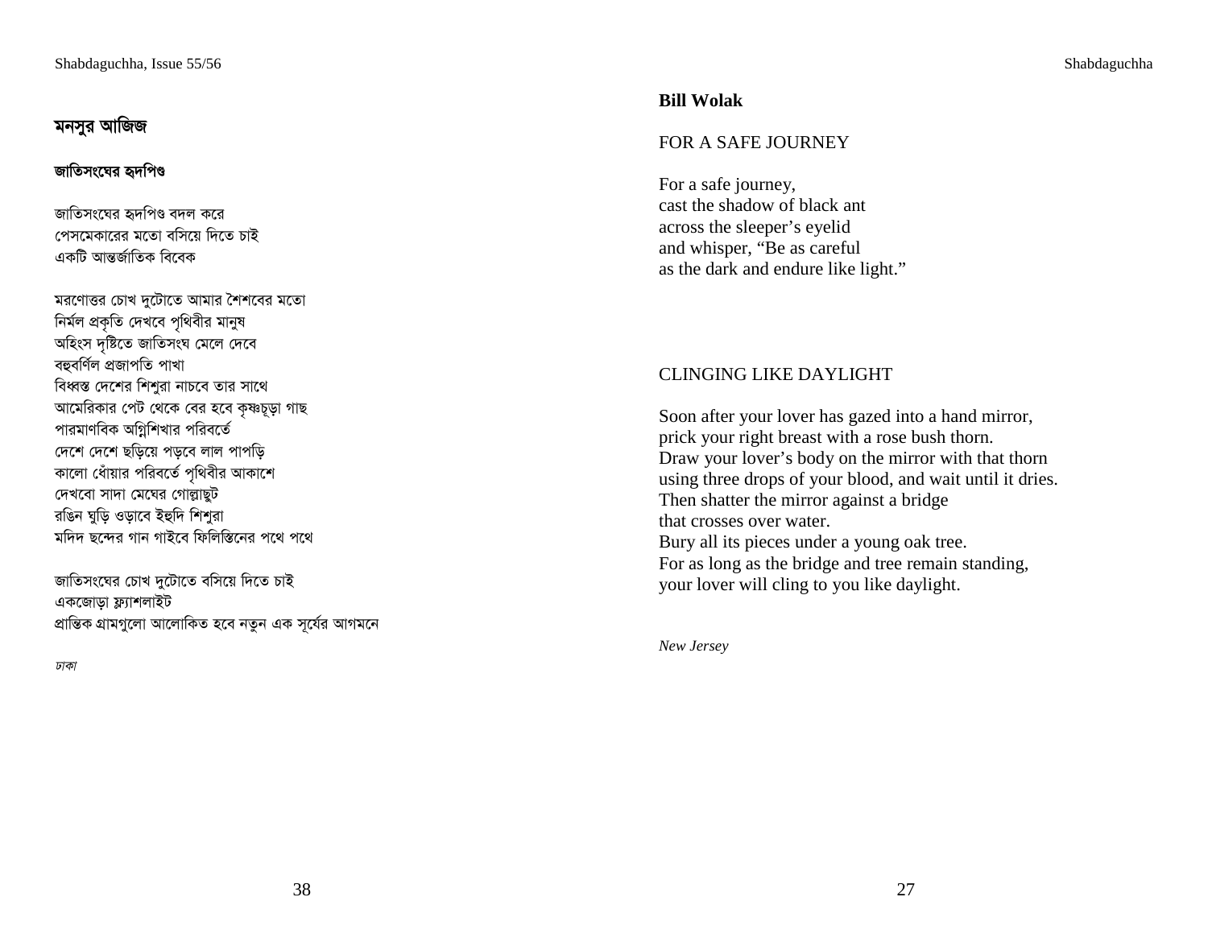## মনসুর আজিজ

### জাতিসংঘের হৃদপিণ্ড

জাতিসংঘের হৃদপিণ্ড বদল করে
পেসমেকারের মতো বসিয়ে দিতে চাই
একটি আন্তর্জাতিক বিবেক

মরণোত্তর চোখ দুটোতে আমার শৈশবের মতো
নির্মল প্রকৃতি দেখবে পৃথিবীর মানুষ
অহিংস দৃষ্টিতে জাতিসংঘ মেলে দেবে
বহুবর্ণিল প্রজাপতি পাখা
বিধ্বস্ত দেশের শিশুরা নাচবে তার সাথে
আমেরিকার পেট থেকে বের হবে কৃষ্ণচূড়া গাছ
পারমাণবিক অগ্নিশিখার পরিবর্তে
দেশে দেশে ছড়িয়ে পড়বে লাল পাপড়ি
কালো ধোঁয়ার পরিবর্তে পৃথিবীর আকাশে
দেখবো সাদা মেঘের গোল্লাছুট
রঙিন ঘুড়ি ওড়াবে ইহুদি শিশুরা
মদিদ ছন্দের গান গাইবে ফিলিস্তিনের পথে পথে

জাতিসংঘের চোখ দুটোতে বসিয়ে দিতে চাই
একজোড়া ফ্ল্যাশলাইট
প্রান্তিক গ্রামগুলো আলোকিত হবে নতুন এক সূর্যের আগমনে

*ঢাকা*

## Bill Wolak

### FOR A SAFE JOURNEY

For a safe journey,
cast the shadow of black ant
across the sleeper's eyelid
and whisper, "Be as careful
as the dark and endure like light."

### CLINGING LIKE DAYLIGHT

Soon after your lover has gazed into a hand mirror,
prick your right breast with a rose bush thorn.
Draw your lover's body on the mirror with that thorn
using three drops of your blood, and wait until it dries.
Then shatter the mirror against a bridge
that crosses over water.
Bury all its pieces under a young oak tree.
For as long as the bridge and tree remain standing,
your lover will cling to you like daylight.

*New Jersey*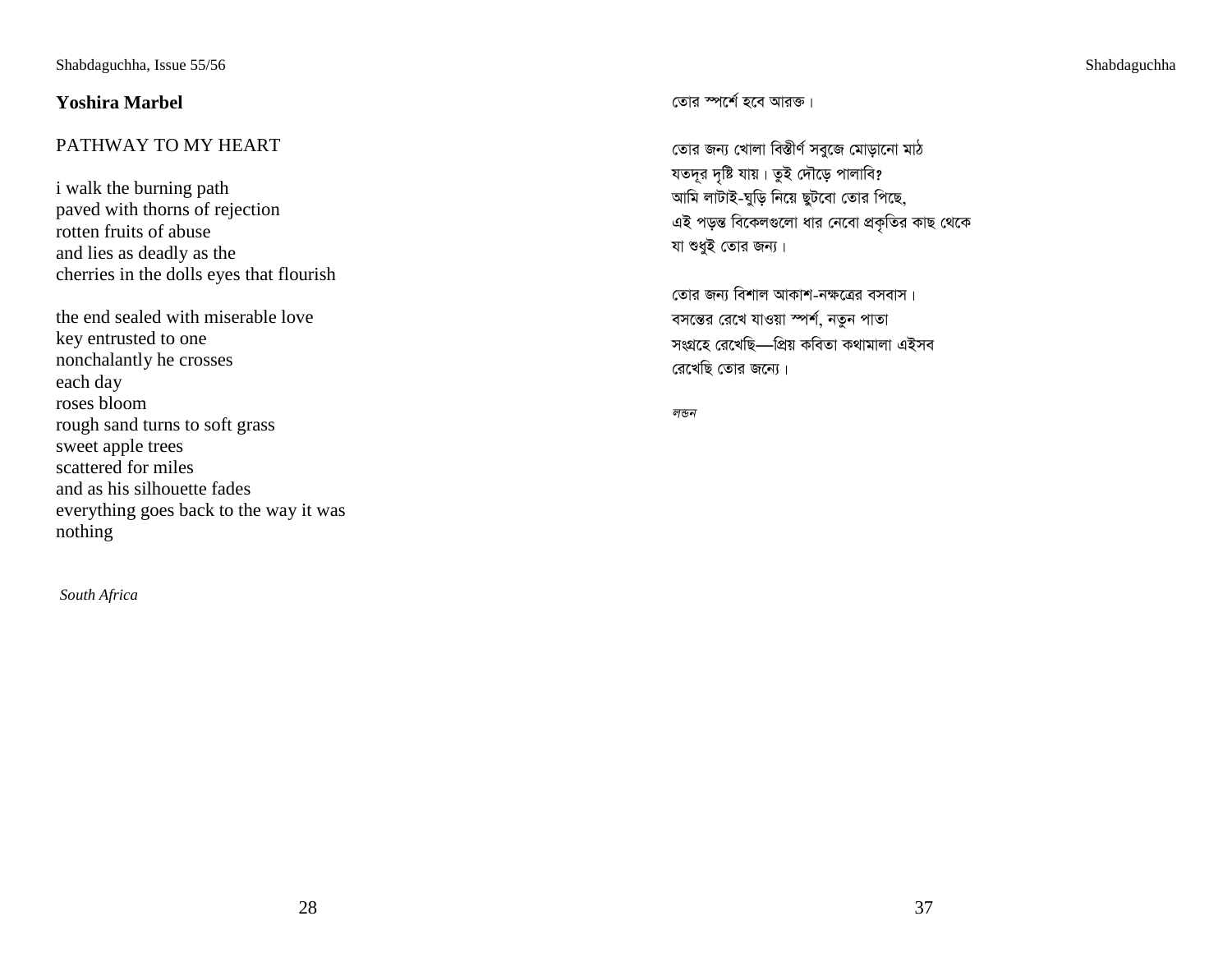**Yoshira Marbel**

PATHWAY TO MY HEART

i walk the burning path
paved with thorns of rejection
rotten fruits of abuse
and lies as deadly as the
cherries in the dolls eyes that flourish

the end sealed with miserable love
key entrusted to one
nonchalantly he crosses
each day
roses bloom
rough sand turns to soft grass
sweet apple trees
scattered for miles
and as his silhouette fades
everything goes back to the way it was
nothing

*South Africa*

তোর স্পর্শে হবে আরক্ত।

তোর জন্য খোলা বিস্তীর্ণ সবুজে মোড়ানো মাঠ
যতদূর দৃষ্টি যায়। তুই দৌড়ে পালাবি?
আমি লাটাই-ঘুড়ি নিয়ে ছুটবো তোর পিছে,
এই পড়ন্ত বিকেলগুলো ধার নেবো প্রকৃতির কাছ থেকে
যা শুধুই তোর জন্য।

তোর জন্য বিশাল আকাশ-নক্ষত্রের বসবাস।
বসন্তের রেখে যাওয়া স্পর্শ, নতুন পাতা
সংগ্রহে রেখেছি—প্রিয় কবিতা কথামালা এইসব
রেখেছি তোর জন্যে।

*লন্ডন*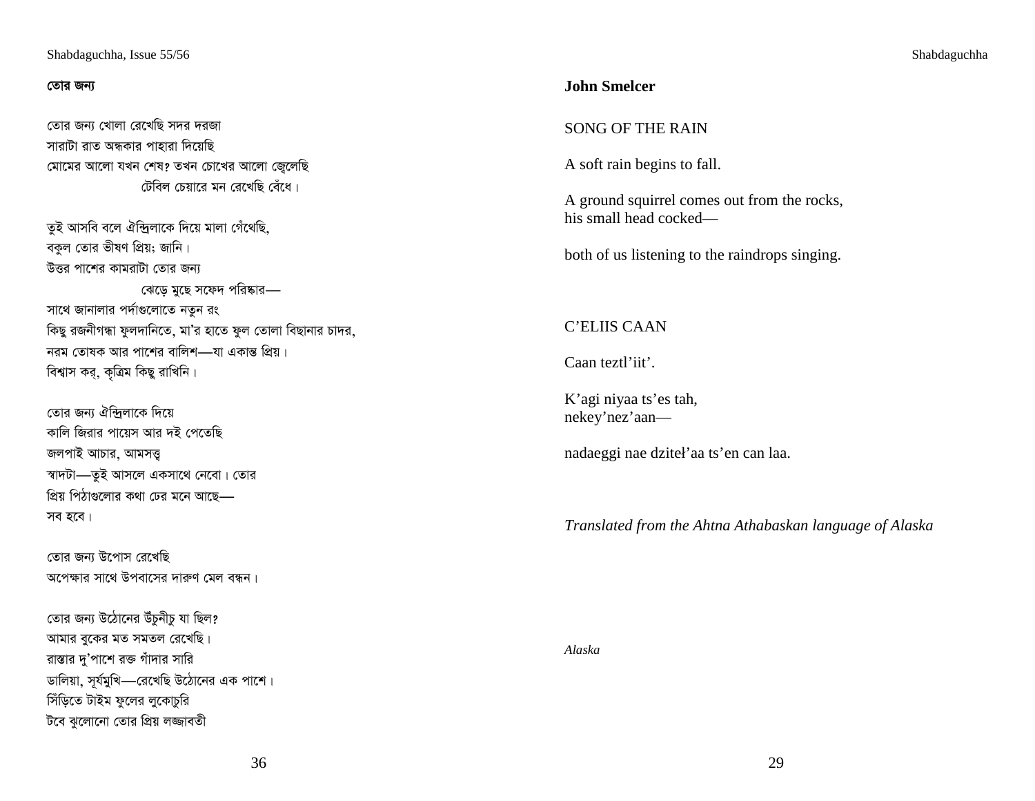### তোর জন্য

তোর জন্য খোলা রেখেছি সদর দরজা
সারাটা রাত অন্ধকার পাহারা দিয়েছি
মোমের আলো যখন শেষ? তখন চোখের আলো জ্বেলেছি
টেবিল চেয়ারে মন রেখেছি বেঁধে।

তুই আসবি বলে ঐন্দ্রিলাকে দিয়ে মালা গেঁথেছি,
বকুল তোর ভীষণ প্রিয়; জানি।
উত্তর পাশের কামরাটা তোর জন্য
ঝেড়ে মুছে সফেদ পরিষ্কার—
সাথে জানালার পর্দাগুলোতে নতুন রং
কিছু রজনীগন্ধা ফুলদানিতে, মা'র হাতে ফুল তোলা বিছানার চাদর,
নরম তোষক আর পাশের বালিশ—যা একান্ত প্রিয়।
বিশ্বাস কর্, কৃত্রিম কিছু রাখিনি।

তোর জন্য ঐন্দ্রিলাকে দিয়ে
কালি জিরার পায়েস আর দই পেতেছি
জলপাই আচার, আমসত্ত্ব
স্বাদটা—তুই আসলে একসাথে নেবো। তোর
প্রিয় পিঠাগুলোর কথা ঢের মনে আছে—
সব হবে।

তোর জন্য উপোস রেখেছি
অপেক্ষার সাথে উপবাসের দারুণ মেল বন্ধন।

তোর জন্য উঠোনের উঁচুনীচু যা ছিল?
আমার বুকের মত সমতল রেখেছি।
রাস্তার দু'পাশে রক্ত গাঁদার সারি
ডালিয়া, সূর্যমুখি—রেখেছি উঠোনের এক পাশে।
সিঁড়িতে টাইম ফুলের লুকোচুরি
টবে ঝুলোনো তোর প্রিয় লজ্জাবতী

**John Smelcer**

SONG OF THE RAIN

A soft rain begins to fall.

A ground squirrel comes out from the rocks,
his small head cocked—

both of us listening to the raindrops singing.

C'ELIIS CAAN

Caan teztl'iit'.

K'agi niyaa ts'es tah,
nekey'nez'aan—

nadaeggi nae dziteł'aa ts'en can laa.

*Translated from the Ahtna Athabaskan language of Alaska*

*Alaska*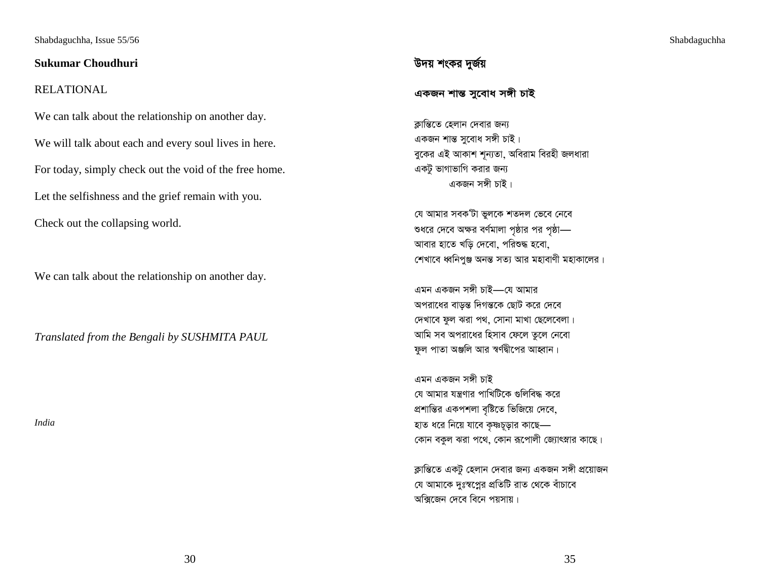**Sukumar Choudhuri**

RELATIONAL

We can talk about the relationship on another day.

We will talk about each and every soul lives in here.

For today, simply check out the void of the free home.

Let the selfishness and the grief remain with you.

Check out the collapsing world.

We can talk about the relationship on another day.

*Translated from the Bengali by SUSHMITA PAUL*

*India*

**উদয় শংকর দুর্জয়**

**একজন শান্ত সুবোধ সঙ্গী চাই**

ক্লান্তিতে হেলান দেবার জন্য
একজন শান্ত সুবোধ সঙ্গী চাই।
বুকের এই আকাশ শূন্যতা, অবিরাম বিরহী জলধারা
একটু ভাগাভাগি করার জন্য
একজন সঙ্গী চাই।

যে আমার সবক'টা ভুলকে শতদল ভেবে নেবে
শুধরে দেবে অক্ষর বর্ণমালা পৃষ্ঠার পর পৃষ্ঠা—
আবার হাতে খড়ি দেবো, পরিশুদ্ধ হবো,
শেখাবে ধ্বনিপুঞ্জ অনন্ত সত্য আর মহাবাণী মহাকালের।

এমন একজন সঙ্গী চাই—যে আমার
অপরাধের বাড়ন্ত দিগন্তকে ছোট করে দেবে
দেখাবে ফুল ঝরা পথ, সোনা মাখা ছেলেবেলা।
আমি সব অপরাধের হিসাব ফেলে তুলে নেবো
ফুল পাতা অঞ্জলি আর স্বর্ণদ্বীপের আহ্বান।

এমন একজন সঙ্গী চাই
যে আমার যন্ত্রণার পাখিটিকে গুলিবিদ্ধ করে
প্রশান্তির একপশলা বৃষ্টিতে ভিজিয়ে দেবে,
হাত ধরে নিয়ে যাবে কৃষ্ণচূড়ার কাছে—
কোন বকুল ঝরা পথে, কোন রূপোলী জ্যোৎস্নার কাছে।

ক্লান্তিতে একটু হেলান দেবার জন্য একজন সঙ্গী প্রয়োজন
যে আমাকে দুঃস্বপ্নের প্রতিটি রাত থেকে বাঁচাবে
অক্সিজেন দেবে বিনে পয়সায়।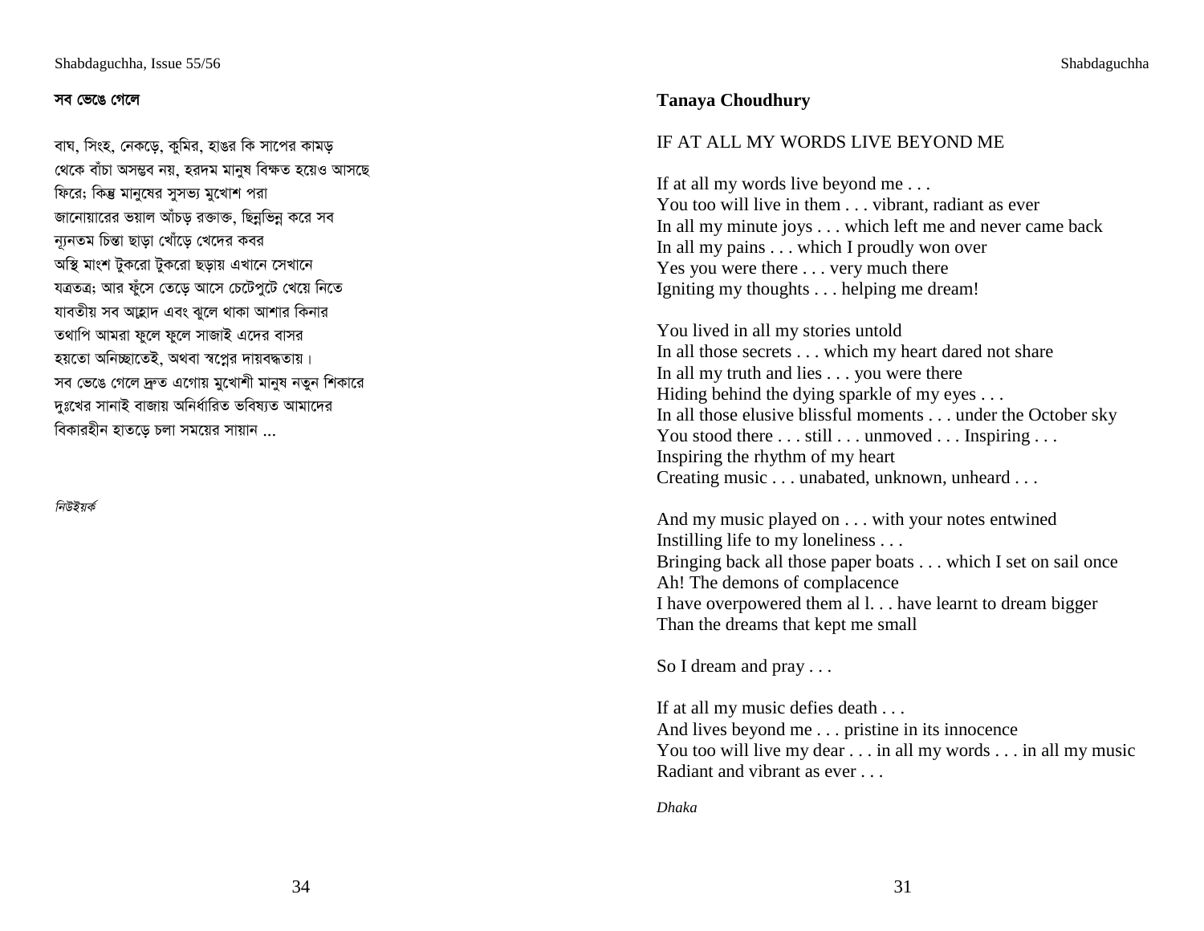**সব ভেঙে গেলে**

বাঘ, সিংহ, নেকড়ে, কুমির, হাঙর কি সাপের কামড়
থেকে বাঁচা অসম্ভব নয়, হরদম মানুষ বিক্ষত হয়েও আসছে
ফিরে; কিন্তু মানুষের সুসভ্য মুখোশ পরা
জানোয়ারের ভয়াল আঁচড় রক্তাক্ত, ছিন্নভিন্ন করে সব
ন্যূনতম চিন্তা ছাড়া খোঁড়ে খেদের কবর
অস্থি মাংশ টুকরো টুকরো ছড়ায় এখানে সেখানে
যত্রতত্র; আর ফুঁসে তেড়ে আসে চেটেপুটে খেয়ে নিতে
যাবতীয় সব আহ্লাদ এবং ঝুলে থাকা আশার কিনার
তথাপি আমরা ফুলে ফুলে সাজাই এদের বাসর
হয়তো অনিচ্ছাতেই, অথবা স্বপ্নের দায়বদ্ধতায়।
সব ভেঙে গেলে দ্রুত এগোয় মুখোশী মানুষ নতুন শিকারে
দুঃখের সানাই বাজায় অনির্ধারিত ভবিষ্যত আমাদের
বিকারহীন হাতড়ে চলা সময়ের সায়ান ...

*নিউইয়র্ক*

**Tanaya Choudhury**

IF AT ALL MY WORDS LIVE BEYOND ME

If at all my words live beyond me . . .
You too will live in them . . . vibrant, radiant as ever
In all my minute joys . . . which left me and never came back
In all my pains . . . which I proudly won over
Yes you were there . . . very much there
Igniting my thoughts . . . helping me dream!

You lived in all my stories untold
In all those secrets . . . which my heart dared not share
In all my truth and lies . . . you were there
Hiding behind the dying sparkle of my eyes . . .
In all those elusive blissful moments . . . under the October sky
You stood there . . . still . . . unmoved . . . Inspiring . . .
Inspiring the rhythm of my heart
Creating music . . . unabated, unknown, unheard . . .

And my music played on . . . with your notes entwined
Instilling life to my loneliness . . .
Bringing back all those paper boats . . . which I set on sail once
Ah! The demons of complacence
I have overpowered them al l. . . have learnt to dream bigger
Than the dreams that kept me small

So I dream and pray . . .

If at all my music defies death . . .
And lives beyond me . . . pristine in its innocence
You too will live my dear . . . in all my words . . . in all my music
Radiant and vibrant as ever . . .

*Dhaka*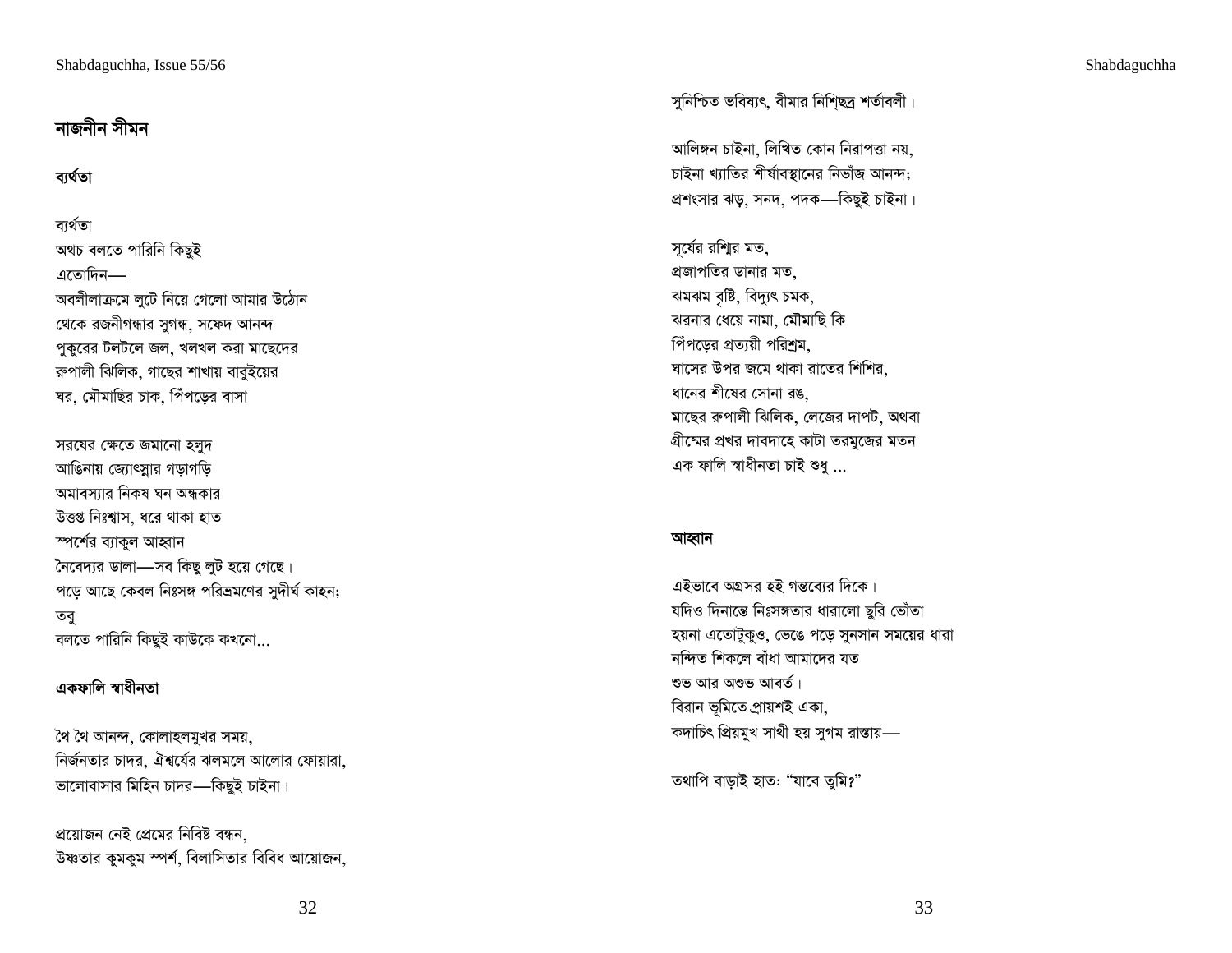## নাজনীন সীমন

### ব্যর্থতা

ব্যর্থতা  
অথচ বলতে পারিনি কিছুই  
এতোদিন—  
অবলীলাক্রমে লুটে নিয়ে গেলো আমার উঠোন  
থেকে রজনীগন্ধার সুগন্ধ, সফেদ আনন্দ  
পুকুরের টলটলে জল, খলখল করা মাছেদের  
রুপালী ঝিলিক, গাছের শাখায় বাবুইয়ের  
ঘর, মৌমাছির চাক, পিঁপড়ের বাসা

সরষের ক্ষেতে জমানো হলুদ  
আঙিনায় জ্যোৎস্নার গড়াগড়ি  
অমাবস্যার নিকষ ঘন অন্ধকার  
উত্তপ্ত নিঃশ্বাস, ধরে থাকা হাত  
স্পর্শের ব্যাকুল আহ্বান  
নৈবেদ্যর ডালা—সব কিছু লুট হয়ে গেছে।  
পড়ে আছে কেবল নিঃসঙ্গ পরিভ্রমণের সুদীর্ঘ কাহন;  
তবু  
বলতে পারিনি কিছুই কাউকে কখনো...

### একফালি স্বাধীনতা

থৈ থৈ আনন্দ, কোলাহলমুখর সময়,  
নির্জনতার চাদর, ঐশ্বর্যের ঝলমলে আলোর ফোয়ারা,  
ভালোবাসার মিহিন চাদর—কিছুই চাইনা।

প্রয়োজন নেই প্রেমের নিবিষ্ট বন্ধন,  
উষ্ণতার কুমকুম স্পর্শ, বিলাসিতার বিবিধ আয়োজন,  
সুনিশ্চিত ভবিষ্যৎ, বীমার নিশ্ছিদ্র শর্তাবলী।

আলিঙ্গন চাইনা, লিখিত কোন নিরাপত্তা নয়,  
চাইনা খ্যাতির শীর্ষাবস্থানের নিভাঁজ আনন্দ;  
প্রশংসার ঝড়, সনদ, পদক—কিছুই চাইনা।

সূর্যের রশ্মির মত,  
প্রজাপতির ডানার মত,  
ঝমঝম বৃষ্টি, বিদ্যুৎ চমক,  
ঝরনার ধেয়ে নামা, মৌমাছি কি  
পিঁপড়ের প্রত্যয়ী পরিশ্রম,  
ঘাসের উপর জমে থাকা রাতের শিশির,  
ধানের শীষের সোনা রঙ,  
মাছের রুপালী ঝিলিক, লেজের দাপট, অথবা  
গ্রীষ্মের প্রখর দাবদাহে কাটা তরমুজের মতন  
এক ফালি স্বাধীনতা চাই শুধু ...

### আহ্বান

এইভাবে অগ্রসর হই গন্তব্যের দিকে।  
যদিও দিনান্তে নিঃসঙ্গতার ধারালো ছুরি ভোঁতা  
হয়না এতোটুকুও, ভেঙে পড়ে সুনসান সময়ের ধারা  
নন্দিত শিকলে বাঁধা আমাদের যত  
শুভ আর অশুভ আবর্ত।  
বিরান ভূমিতে প্রায়শই একা,  
কদাচিৎ প্রিয়মুখ সাথী হয় সুগম রাস্তায়—

তথাপি বাড়াই হাতঃ "যাবে তুমি?"